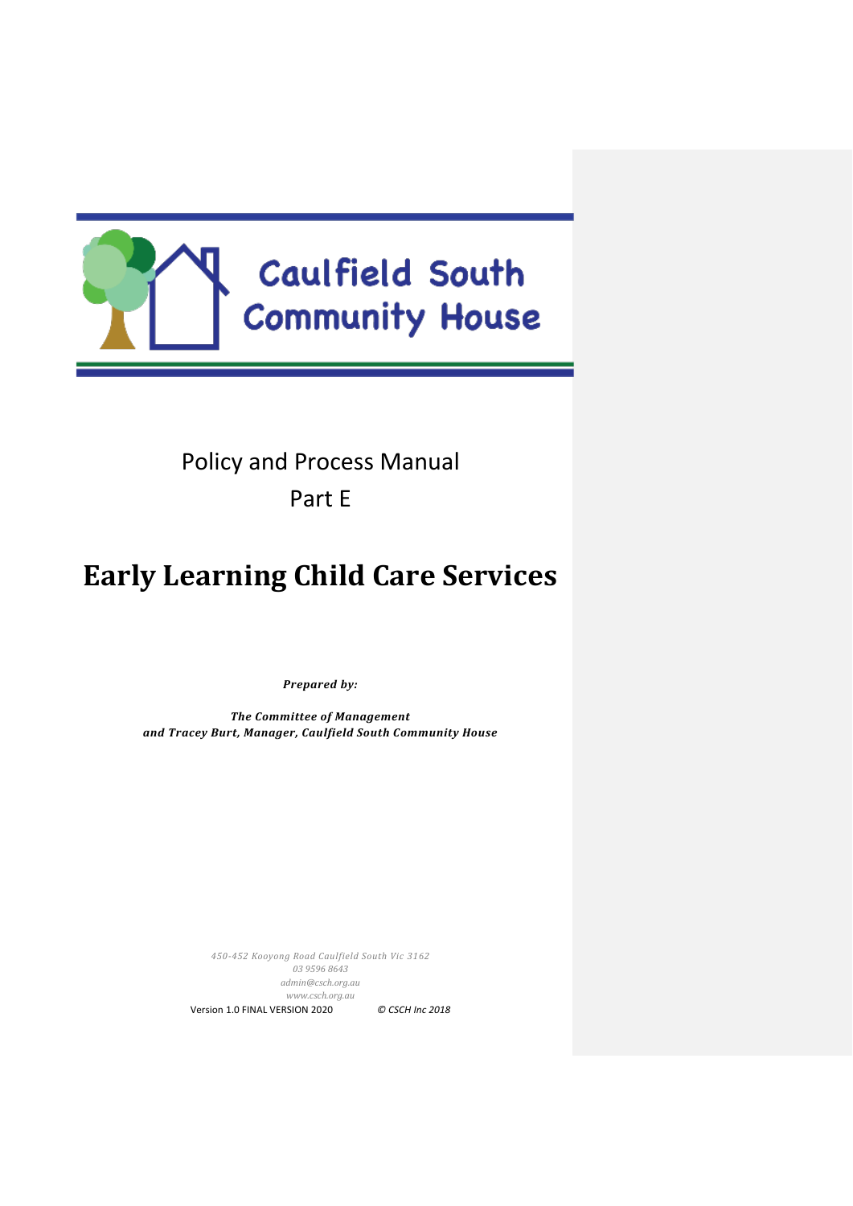Caulfield South Community House

Policy and Process Manual

Part E

# Early Learning Child Care Services

***Prepared by:***

***The Committee of Management***
***and Tracey Burt, Manager, Caulfield South Community House***

*450-452 Kooyong Road Caulfield South Vic 3162*
*03 9596 8643*
*admin@csch.org.au*
*www.csch.org.au*

Version 1.0 FINAL VERSION 2020 *© CSCH Inc 2018*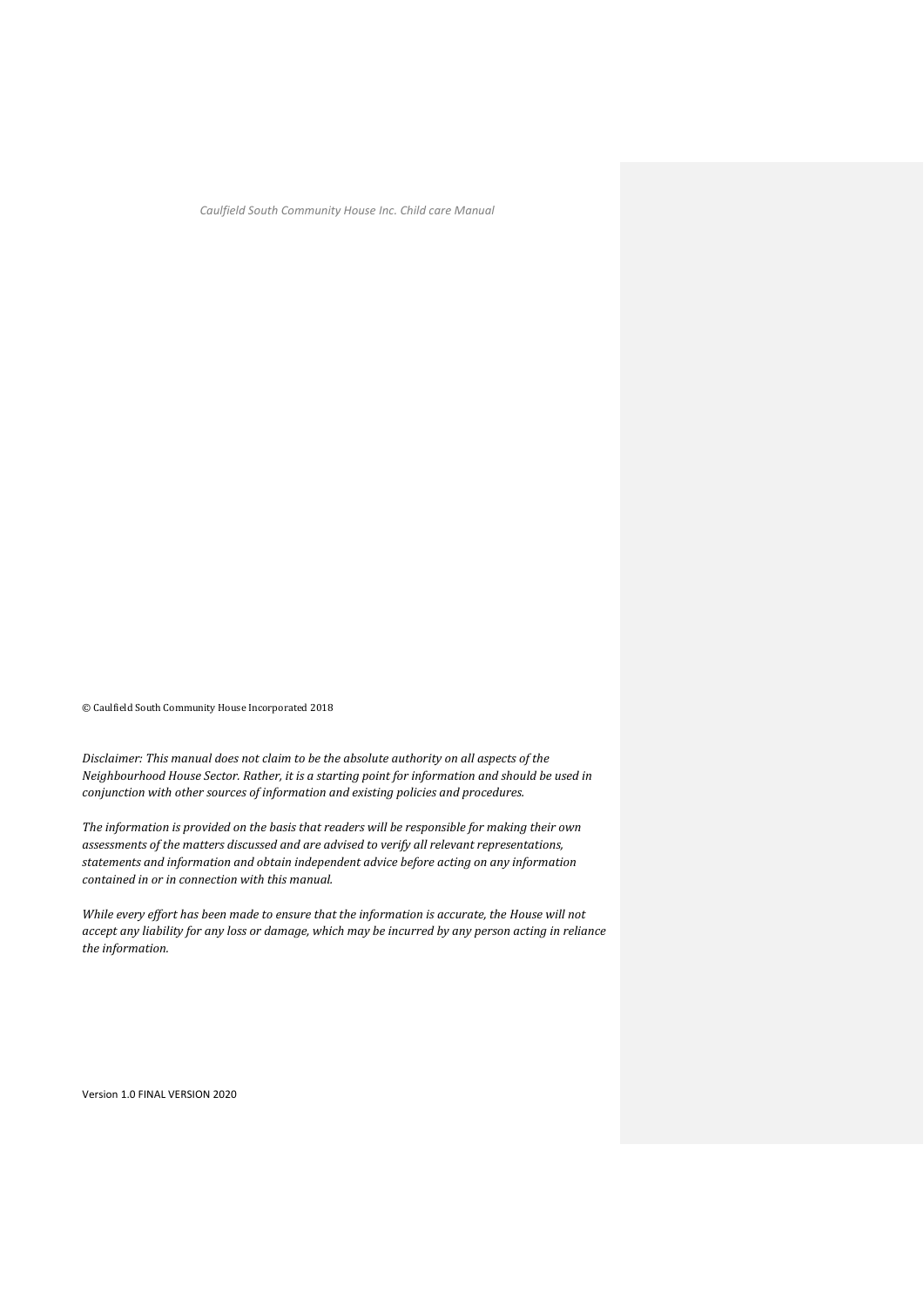*Caulfield South Community House Inc. Child care Manual*

© Caulfield South Community House Incorporated 2018

*Disclaimer: This manual does not claim to be the absolute authority on all aspects of the Neighbourhood House Sector. Rather, it is a starting point for information and should be used in conjunction with other sources of information and existing policies and procedures.*

*The information is provided on the basis that readers will be responsible for making their own assessments of the matters discussed and are advised to verify all relevant representations, statements and information and obtain independent advice before acting on any information contained in or in connection with this manual.*

*While every effort has been made to ensure that the information is accurate, the House will not accept any liability for any loss or damage, which may be incurred by any person acting in reliance the information.*

Version 1.0 FINAL VERSION 2020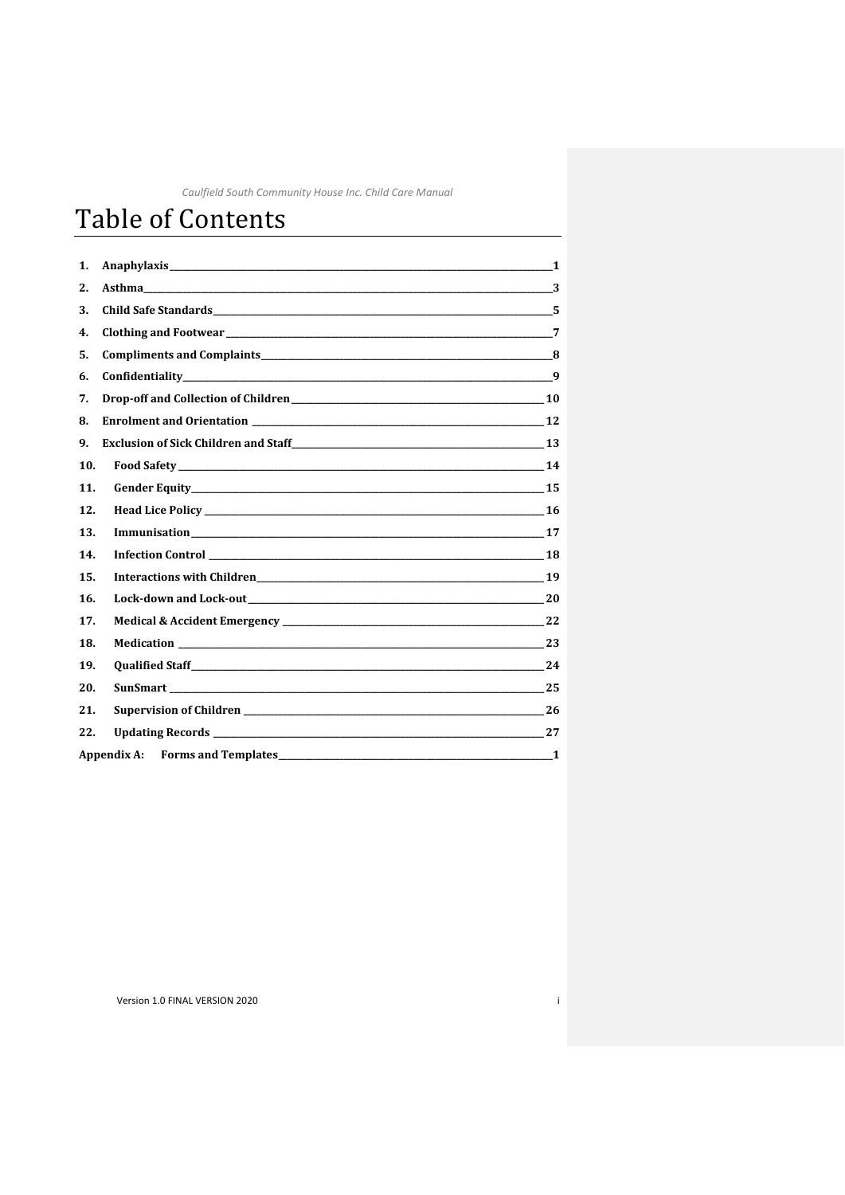# Table of Contents

1. **Anaphylaxis** 1
2. **Asthma** 3
3. **Child Safe Standards** 5
4. **Clothing and Footwear** 7
5. **Compliments and Complaints** 8
6. **Confidentiality** 9
7. **Drop-off and Collection of Children** 10
8. **Enrolment and Orientation** 12
9. **Exclusion of Sick Children and Staff** 13
10. **Food Safety** 14
11. **Gender Equity** 15
12. **Head Lice Policy** 16
13. **Immunisation** 17
14. **Infection Control** 18
15. **Interactions with Children** 19
16. **Lock-down and Lock-out** 20
17. **Medical & Accident Emergency** 22
18. **Medication** 23
19. **Qualified Staff** 24
20. **SunSmart** 25
21. **Supervision of Children** 26
22. **Updating Records** 27

**Appendix A: Forms and Templates** 1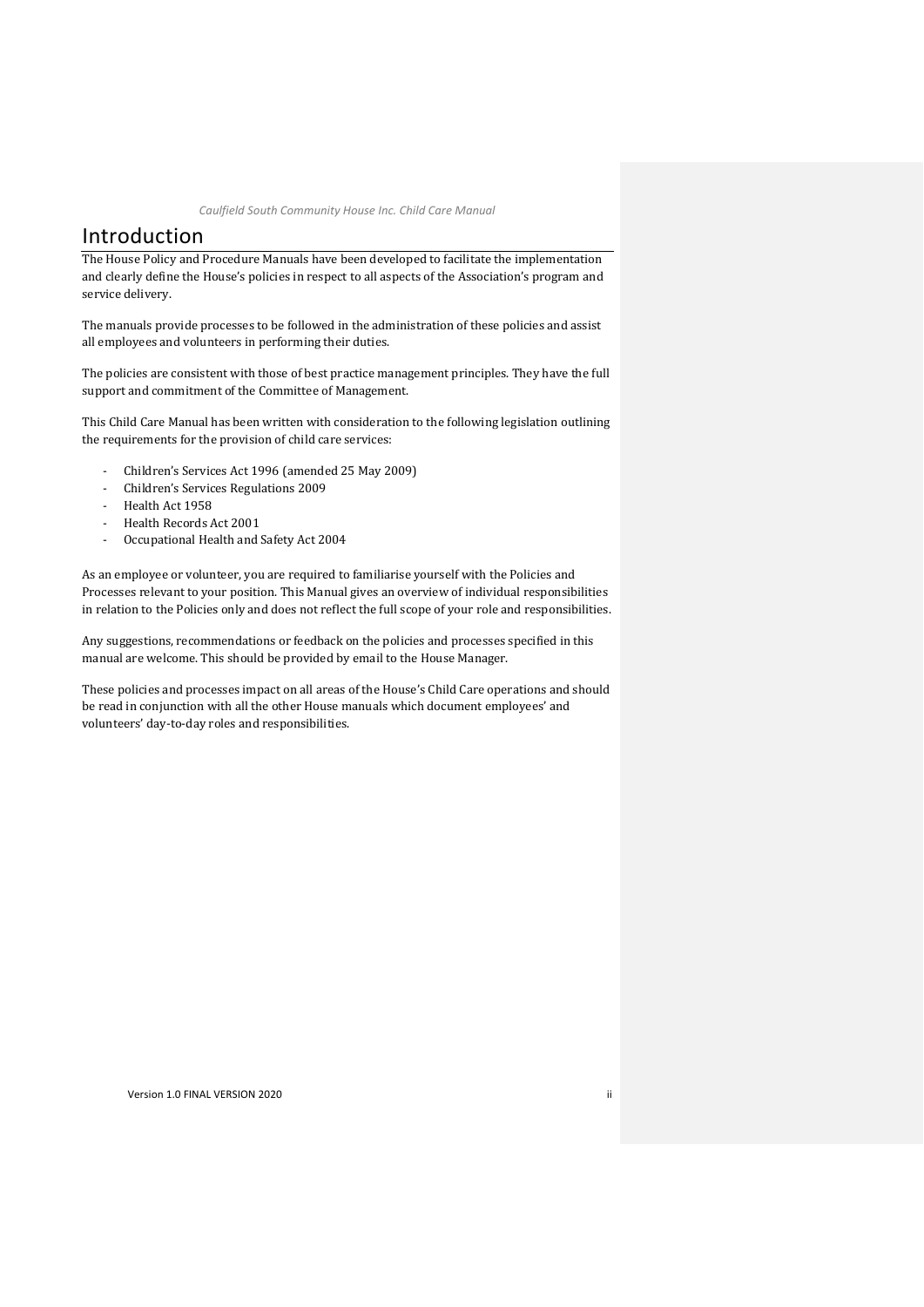# Introduction

The House Policy and Procedure Manuals have been developed to facilitate the implementation and clearly define the House's policies in respect to all aspects of the Association's program and service delivery.

The manuals provide processes to be followed in the administration of these policies and assist all employees and volunteers in performing their duties.

The policies are consistent with those of best practice management principles. They have the full support and commitment of the Committee of Management.

This Child Care Manual has been written with consideration to the following legislation outlining the requirements for the provision of child care services:

- Children's Services Act 1996 (amended 25 May 2009)
- Children's Services Regulations 2009
- Health Act 1958
- Health Records Act 2001
- Occupational Health and Safety Act 2004

As an employee or volunteer, you are required to familiarise yourself with the Policies and Processes relevant to your position. This Manual gives an overview of individual responsibilities in relation to the Policies only and does not reflect the full scope of your role and responsibilities.

Any suggestions, recommendations or feedback on the policies and processes specified in this manual are welcome. This should be provided by email to the House Manager.

These policies and processes impact on all areas of the House's Child Care operations and should be read in conjunction with all the other House manuals which document employees' and volunteers' day-to-day roles and responsibilities.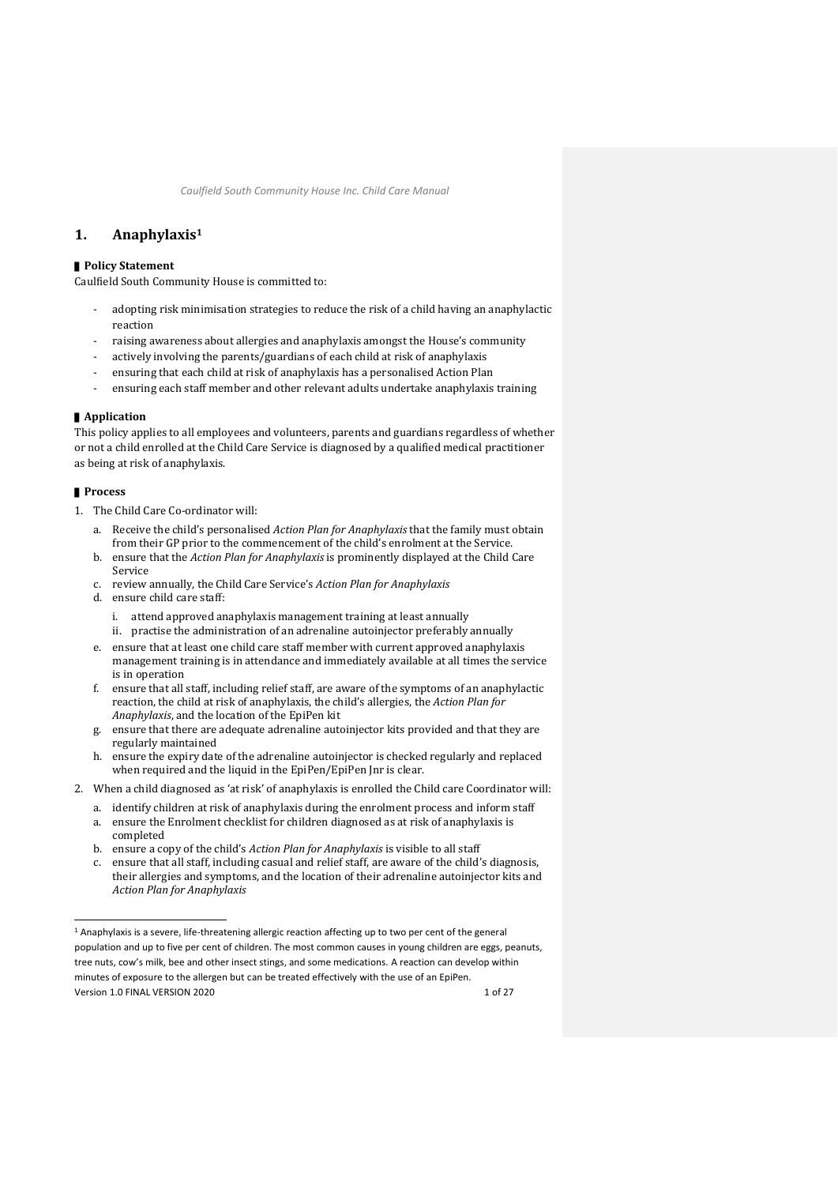# 1. Anaphylaxis[1]

**Policy Statement**

Caulfield South Community House is committed to:

- adopting risk minimisation strategies to reduce the risk of a child having an anaphylactic reaction
- raising awareness about allergies and anaphylaxis amongst the House's community
- actively involving the parents/guardians of each child at risk of anaphylaxis
- ensuring that each child at risk of anaphylaxis has a personalised Action Plan
- ensuring each staff member and other relevant adults undertake anaphylaxis training

**Application**

This policy applies to all employees and volunteers, parents and guardians regardless of whether or not a child enrolled at the Child Care Service is diagnosed by a qualified medical practitioner as being at risk of anaphylaxis.

**Process**

1. The Child Care Co-ordinator will:
   a. Receive the child's personalised *Action Plan for Anaphylaxis* that the family must obtain from their GP prior to the commencement of the child's enrolment at the Service.
   b. ensure that the *Action Plan for Anaphylaxis* is prominently displayed at the Child Care Service
   c. review annually, the Child Care Service's *Action Plan for Anaphylaxis*
   d. ensure child care staff:
      i. attend approved anaphylaxis management training at least annually
      ii. practise the administration of an adrenaline autoinjector preferably annually
   e. ensure that at least one child care staff member with current approved anaphylaxis management training is in attendance and immediately available at all times the service is in operation
   f. ensure that all staff, including relief staff, are aware of the symptoms of an anaphylactic reaction, the child at risk of anaphylaxis, the child's allergies, the *Action Plan for Anaphylaxis*, and the location of the EpiPen kit
   g. ensure that there are adequate adrenaline autoinjector kits provided and that they are regularly maintained
   h. ensure the expiry date of the adrenaline autoinjector is checked regularly and replaced when required and the liquid in the EpiPen/EpiPen Jnr is clear.
2. When a child diagnosed as 'at risk' of anaphylaxis is enrolled the Child care Coordinator will:
   a. identify children at risk of anaphylaxis during the enrolment process and inform staff
   a. ensure the Enrolment checklist for children diagnosed as at risk of anaphylaxis is completed
   b. ensure a copy of the child's *Action Plan for Anaphylaxis* is visible to all staff
   c. ensure that all staff, including casual and relief staff, are aware of the child's diagnosis, their allergies and symptoms, and the location of their adrenaline autoinjector kits and *Action Plan for Anaphylaxis*

---

[1] Anaphylaxis is a severe, life-threatening allergic reaction affecting up to two per cent of the general population and up to five per cent of children. The most common causes in young children are eggs, peanuts, tree nuts, cow's milk, bee and other insect stings, and some medications. A reaction can develop within minutes of exposure to the allergen but can be treated effectively with the use of an EpiPen.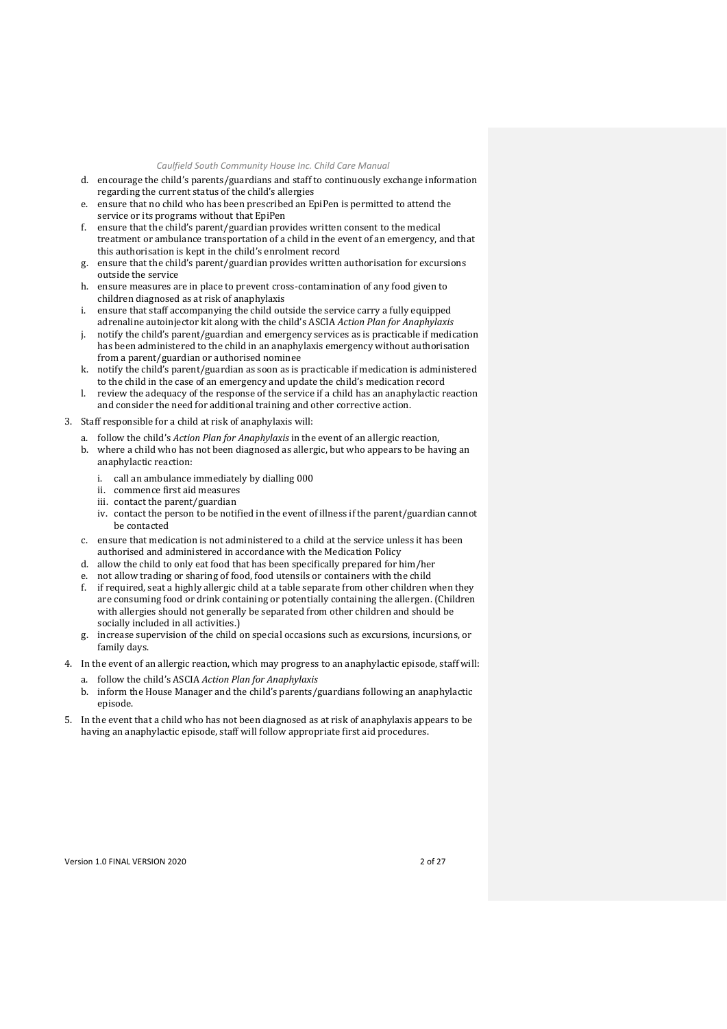d. encourage the child's parents/guardians and staff to continuously exchange information regarding the current status of the child's allergies
e. ensure that no child who has been prescribed an EpiPen is permitted to attend the service or its programs without that EpiPen
f. ensure that the child's parent/guardian provides written consent to the medical treatment or ambulance transportation of a child in the event of an emergency, and that this authorisation is kept in the child's enrolment record
g. ensure that the child's parent/guardian provides written authorisation for excursions outside the service
h. ensure measures are in place to prevent cross-contamination of any food given to children diagnosed as at risk of anaphylaxis
i. ensure that staff accompanying the child outside the service carry a fully equipped adrenaline autoinjector kit along with the child's ASCIA *Action Plan for Anaphylaxis*
j. notify the child's parent/guardian and emergency services as is practicable if medication has been administered to the child in an anaphylaxis emergency without authorisation from a parent/guardian or authorised nominee
k. notify the child's parent/guardian as soon as is practicable if medication is administered to the child in the case of an emergency and update the child's medication record
l. review the adequacy of the response of the service if a child has an anaphylactic reaction and consider the need for additional training and other corrective action.

3. Staff responsible for a child at risk of anaphylaxis will:
   a. follow the child's *Action Plan for Anaphylaxis* in the event of an allergic reaction,
   b. where a child who has not been diagnosed as allergic, but who appears to be having an anaphylactic reaction:
      i. call an ambulance immediately by dialling 000
      ii. commence first aid measures
      iii. contact the parent/guardian
      iv. contact the person to be notified in the event of illness if the parent/guardian cannot be contacted
   c. ensure that medication is not administered to a child at the service unless it has been authorised and administered in accordance with the Medication Policy
   d. allow the child to only eat food that has been specifically prepared for him/her
   e. not allow trading or sharing of food, food utensils or containers with the child
   f. if required, seat a highly allergic child at a table separate from other children when they are consuming food or drink containing or potentially containing the allergen. (Children with allergies should not generally be separated from other children and should be socially included in all activities.)
   g. increase supervision of the child on special occasions such as excursions, incursions, or family days.

4. In the event of an allergic reaction, which may progress to an anaphylactic episode, staff will:
   a. follow the child's ASCIA *Action Plan for Anaphylaxis*
   b. inform the House Manager and the child's parents/guardians following an anaphylactic episode.

5. In the event that a child who has not been diagnosed as at risk of anaphylaxis appears to be having an anaphylactic episode, staff will follow appropriate first aid procedures.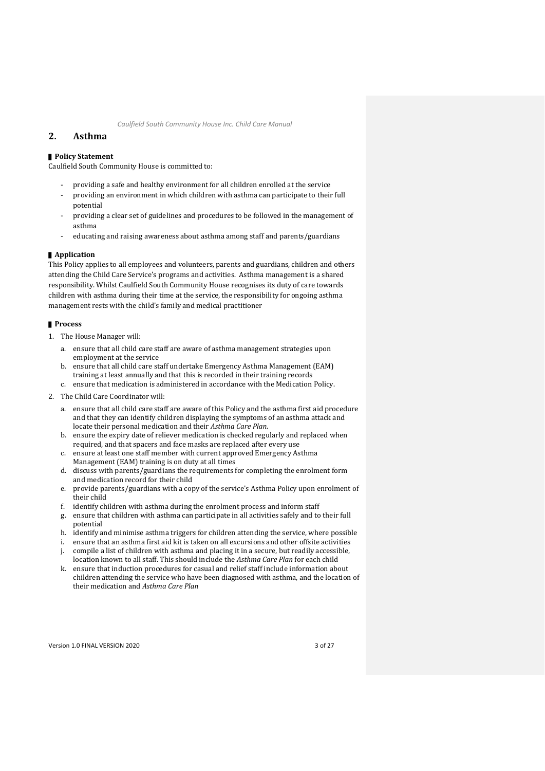## 2. Asthma

### Policy Statement

Caulfield South Community House is committed to:

- providing a safe and healthy environment for all children enrolled at the service
- providing an environment in which children with asthma can participate to their full potential
- providing a clear set of guidelines and procedures to be followed in the management of asthma
- educating and raising awareness about asthma among staff and parents/guardians

### Application

This Policy applies to all employees and volunteers, parents and guardians, children and others attending the Child Care Service's programs and activities. Asthma management is a shared responsibility. Whilst Caulfield South Community House recognises its duty of care towards children with asthma during their time at the service, the responsibility for ongoing asthma management rests with the child's family and medical practitioner

### Process

1. The House Manager will:
   a. ensure that all child care staff are aware of asthma management strategies upon employment at the service
   b. ensure that all child care staff undertake Emergency Asthma Management (EAM) training at least annually and that this is recorded in their training records
   c. ensure that medication is administered in accordance with the Medication Policy.
2. The Child Care Coordinator will:
   a. ensure that all child care staff are aware of this Policy and the asthma first aid procedure and that they can identify children displaying the symptoms of an asthma attack and locate their personal medication and their *Asthma Care Plan*.
   b. ensure the expiry date of reliever medication is checked regularly and replaced when required, and that spacers and face masks are replaced after every use
   c. ensure at least one staff member with current approved Emergency Asthma Management (EAM) training is on duty at all times
   d. discuss with parents/guardians the requirements for completing the enrolment form and medication record for their child
   e. provide parents/guardians with a copy of the service's Asthma Policy upon enrolment of their child
   f. identify children with asthma during the enrolment process and inform staff
   g. ensure that children with asthma can participate in all activities safely and to their full potential
   h. identify and minimise asthma triggers for children attending the service, where possible
   i. ensure that an asthma first aid kit is taken on all excursions and other offsite activities
   j. compile a list of children with asthma and placing it in a secure, but readily accessible, location known to all staff. This should include the *Asthma Care Plan* for each child
   k. ensure that induction procedures for casual and relief staff include information about children attending the service who have been diagnosed with asthma, and the location of their medication and *Asthma Care Plan*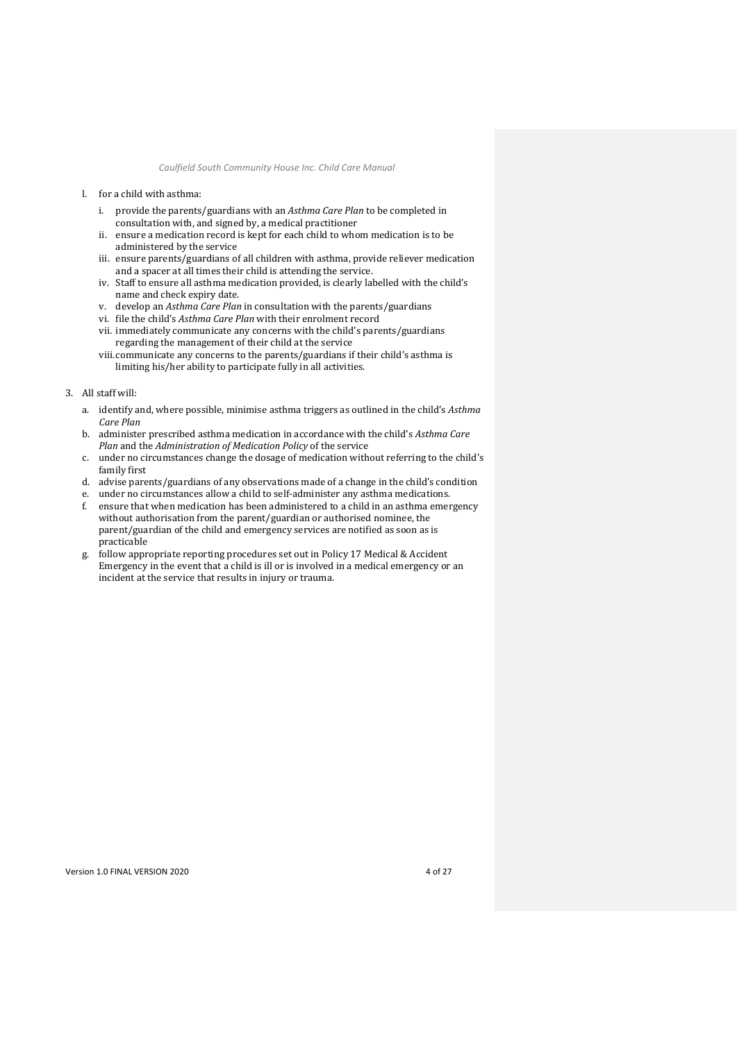l. for a child with asthma:

   i. provide the parents/guardians with an *Asthma Care Plan* to be completed in consultation with, and signed by, a medical practitioner
   ii. ensure a medication record is kept for each child to whom medication is to be administered by the service
   iii. ensure parents/guardians of all children with asthma, provide reliever medication and a spacer at all times their child is attending the service.
   iv. Staff to ensure all asthma medication provided, is clearly labelled with the child's name and check expiry date.
   v. develop an *Asthma Care Plan* in consultation with the parents/guardians
   vi. file the child's *Asthma Care Plan* with their enrolment record
   vii. immediately communicate any concerns with the child's parents/guardians regarding the management of their child at the service
   viii. communicate any concerns to the parents/guardians if their child's asthma is limiting his/her ability to participate fully in all activities.

3. All staff will:

   a. identify and, where possible, minimise asthma triggers as outlined in the child's *Asthma Care Plan*
   b. administer prescribed asthma medication in accordance with the child's *Asthma Care Plan* and the *Administration of Medication Policy* of the service
   c. under no circumstances change the dosage of medication without referring to the child's family first
   d. advise parents/guardians of any observations made of a change in the child's condition
   e. under no circumstances allow a child to self-administer any asthma medications.
   f. ensure that when medication has been administered to a child in an asthma emergency without authorisation from the parent/guardian or authorised nominee, the parent/guardian of the child and emergency services are notified as soon as is practicable
   g. follow appropriate reporting procedures set out in Policy 17 Medical & Accident Emergency in the event that a child is ill or is involved in a medical emergency or an incident at the service that results in injury or trauma.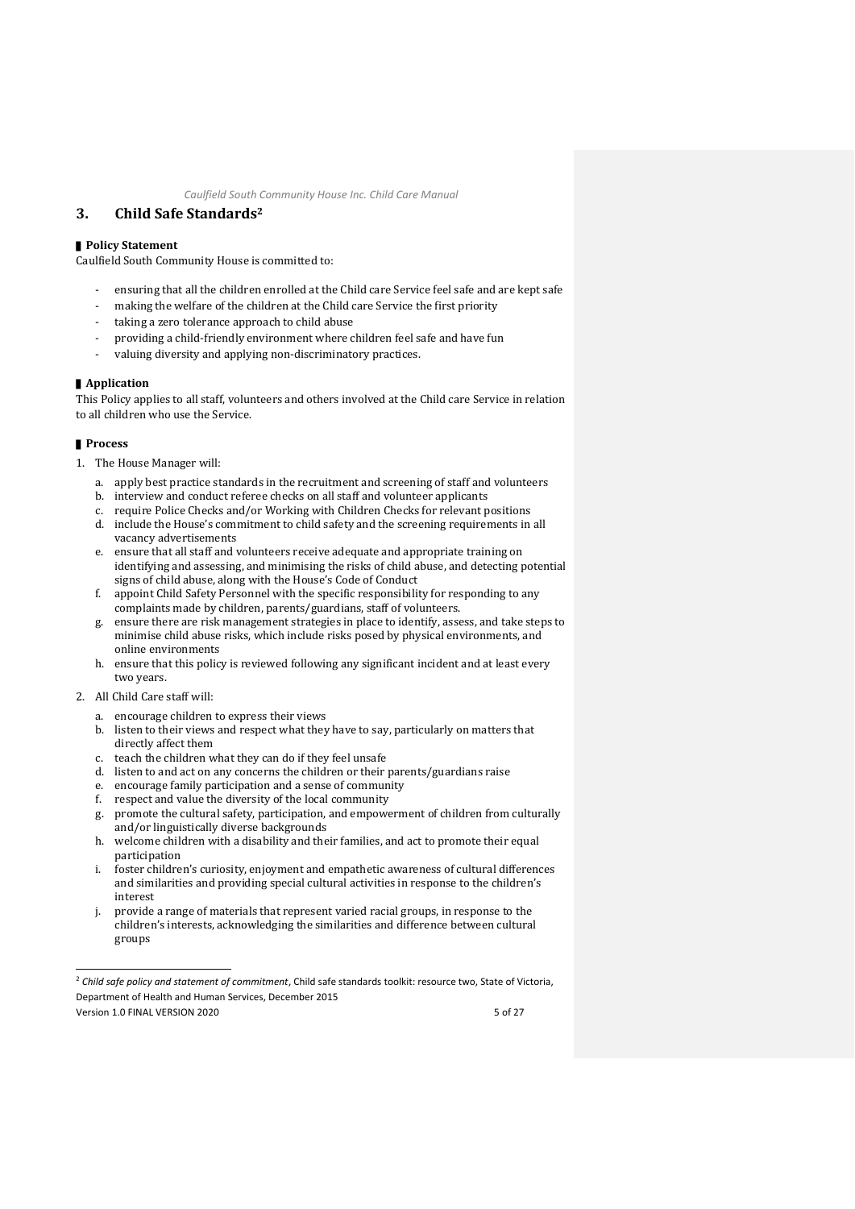## 3. Child Safe Standards[2]

### Policy Statement

Caulfield South Community House is committed to:

- ensuring that all the children enrolled at the Child care Service feel safe and are kept safe
- making the welfare of the children at the Child care Service the first priority
- taking a zero tolerance approach to child abuse
- providing a child-friendly environment where children feel safe and have fun
- valuing diversity and applying non-discriminatory practices.

### Application

This Policy applies to all staff, volunteers and others involved at the Child care Service in relation to all children who use the Service.

### Process

1. The House Manager will:
   a. apply best practice standards in the recruitment and screening of staff and volunteers
   b. interview and conduct referee checks on all staff and volunteer applicants
   c. require Police Checks and/or Working with Children Checks for relevant positions
   d. include the House's commitment to child safety and the screening requirements in all vacancy advertisements
   e. ensure that all staff and volunteers receive adequate and appropriate training on identifying and assessing, and minimising the risks of child abuse, and detecting potential signs of child abuse, along with the House's Code of Conduct
   f. appoint Child Safety Personnel with the specific responsibility for responding to any complaints made by children, parents/guardians, staff of volunteers.
   g. ensure there are risk management strategies in place to identify, assess, and take steps to minimise child abuse risks, which include risks posed by physical environments, and online environments
   h. ensure that this policy is reviewed following any significant incident and at least every two years.
2. All Child Care staff will:
   a. encourage children to express their views
   b. listen to their views and respect what they have to say, particularly on matters that directly affect them
   c. teach the children what they can do if they feel unsafe
   d. listen to and act on any concerns the children or their parents/guardians raise
   e. encourage family participation and a sense of community
   f. respect and value the diversity of the local community
   g. promote the cultural safety, participation, and empowerment of children from culturally and/or linguistically diverse backgrounds
   h. welcome children with a disability and their families, and act to promote their equal participation
   i. foster children's curiosity, enjoyment and empathetic awareness of cultural differences and similarities and providing special cultural activities in response to the children's interest
   j. provide a range of materials that represent varied racial groups, in response to the children's interests, acknowledging the similarities and difference between cultural groups

---

[2] *Child safe policy and statement of commitment*, Child safe standards toolkit: resource two, State of Victoria, Department of Health and Human Services, December 2015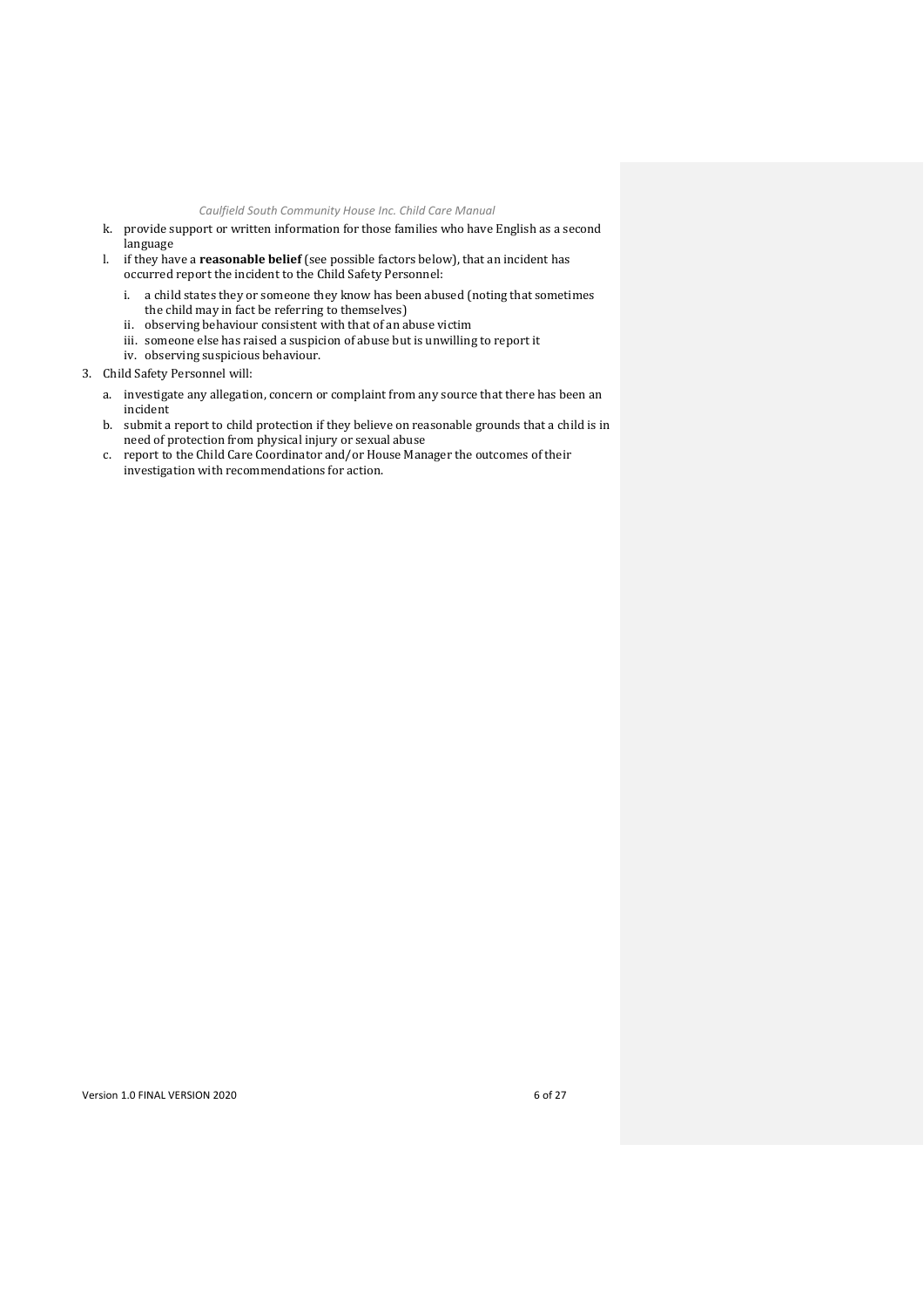k. provide support or written information for those families who have English as a second language
l. if they have a **reasonable belief** (see possible factors below), that an incident has occurred report the incident to the Child Safety Personnel:
    i. a child states they or someone they know has been abused (noting that sometimes the child may in fact be referring to themselves)
    ii. observing behaviour consistent with that of an abuse victim
    iii. someone else has raised a suspicion of abuse but is unwilling to report it
    iv. observing suspicious behaviour.

3. Child Safety Personnel will:
    a. investigate any allegation, concern or complaint from any source that there has been an incident
    b. submit a report to child protection if they believe on reasonable grounds that a child is in need of protection from physical injury or sexual abuse
    c. report to the Child Care Coordinator and/or House Manager the outcomes of their investigation with recommendations for action.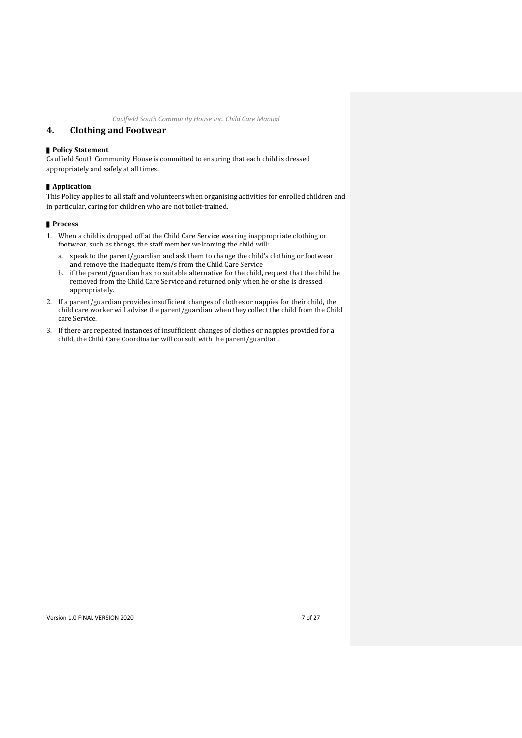## 4. Clothing and Footwear

### Policy Statement

Caulfield South Community House is committed to ensuring that each child is dressed appropriately and safely at all times.

### Application

This Policy applies to all staff and volunteers when organising activities for enrolled children and in particular, caring for children who are not toilet-trained.

### Process

1. When a child is dropped off at the Child Care Service wearing inappropriate clothing or footwear, such as thongs, the staff member welcoming the child will:
   a. speak to the parent/guardian and ask them to change the child's clothing or footwear and remove the inadequate item/s from the Child Care Service
   b. if the parent/guardian has no suitable alternative for the child, request that the child be removed from the Child Care Service and returned only when he or she is dressed appropriately.
2. If a parent/guardian provides insufficient changes of clothes or nappies for their child, the child care worker will advise the parent/guardian when they collect the child from the Child care Service.
3. If there are repeated instances of insufficient changes of clothes or nappies provided for a child, the Child Care Coordinator will consult with the parent/guardian.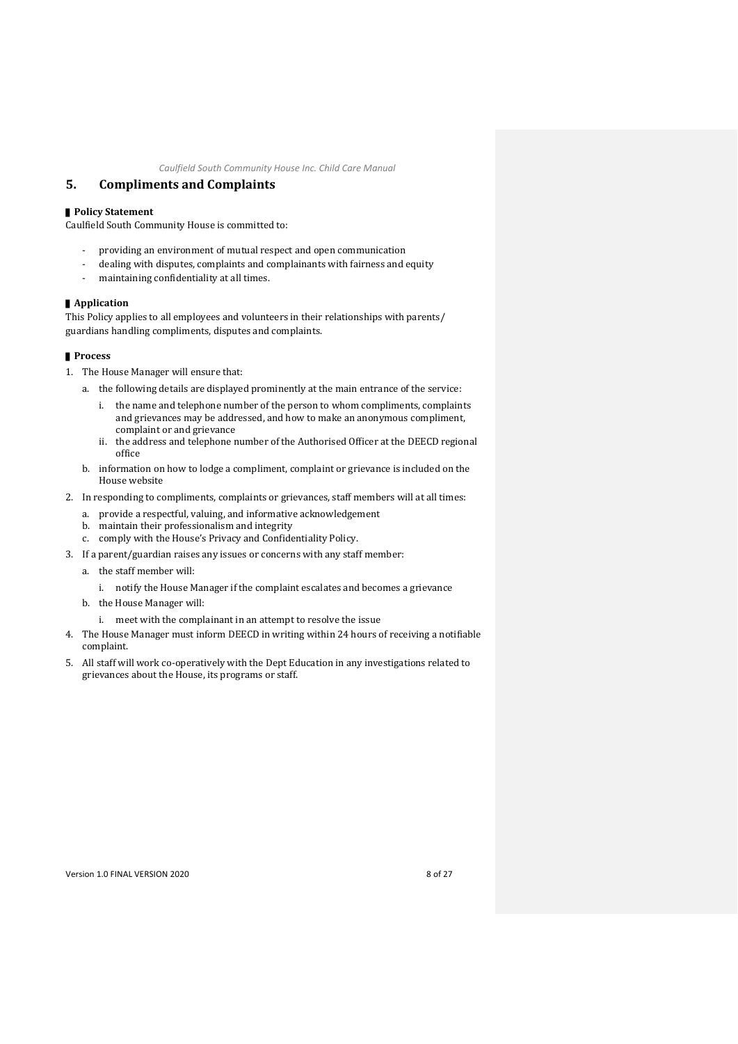## 5. Compliments and Complaints

### Policy Statement

Caulfield South Community House is committed to:

- providing an environment of mutual respect and open communication
- dealing with disputes, complaints and complainants with fairness and equity
- maintaining confidentiality at all times.

### Application

This Policy applies to all employees and volunteers in their relationships with parents/ guardians handling compliments, disputes and complaints.

### Process

1. The House Manager will ensure that:
   a. the following details are displayed prominently at the main entrance of the service:
      i. the name and telephone number of the person to whom compliments, complaints and grievances may be addressed, and how to make an anonymous compliment, complaint or and grievance
      ii. the address and telephone number of the Authorised Officer at the DEECD regional office
   b. information on how to lodge a compliment, complaint or grievance is included on the House website
2. In responding to compliments, complaints or grievances, staff members will at all times:
   a. provide a respectful, valuing, and informative acknowledgement
   b. maintain their professionalism and integrity
   c. comply with the House's Privacy and Confidentiality Policy.
3. If a parent/guardian raises any issues or concerns with any staff member:
   a. the staff member will:
      i. notify the House Manager if the complaint escalates and becomes a grievance
   b. the House Manager will:
      i. meet with the complainant in an attempt to resolve the issue
4. The House Manager must inform DEECD in writing within 24 hours of receiving a notifiable complaint.
5. All staff will work co-operatively with the Dept Education in any investigations related to grievances about the House, its programs or staff.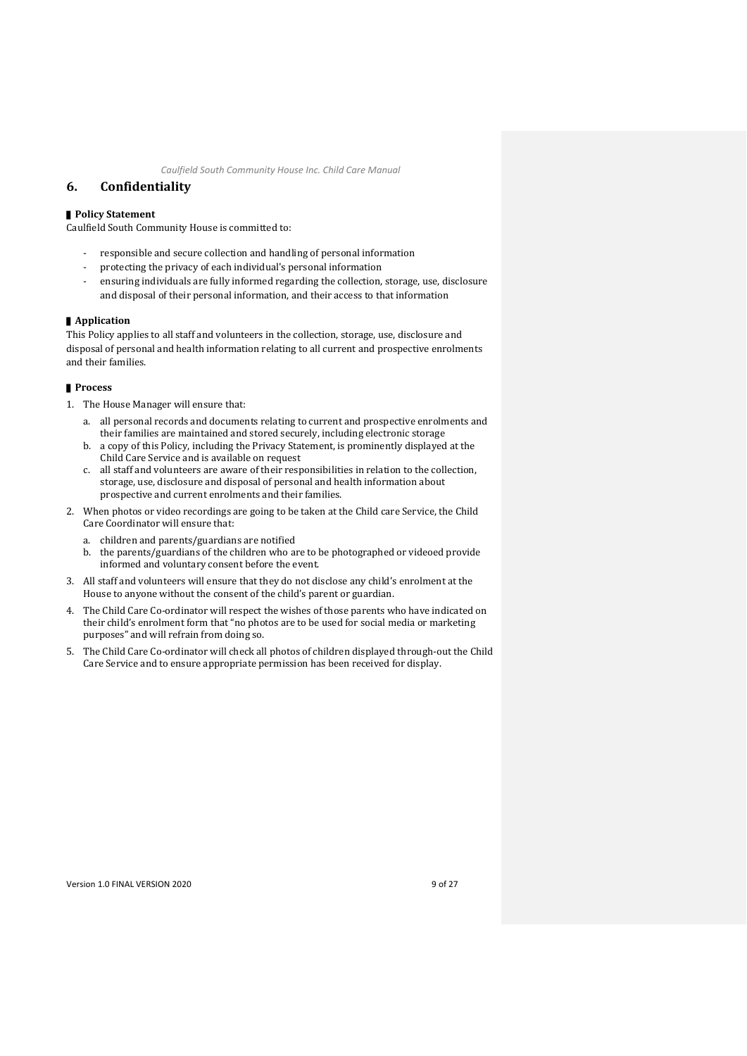## 6. Confidentiality

### Policy Statement

Caulfield South Community House is committed to:

- responsible and secure collection and handling of personal information
- protecting the privacy of each individual's personal information
- ensuring individuals are fully informed regarding the collection, storage, use, disclosure and disposal of their personal information, and their access to that information

### Application

This Policy applies to all staff and volunteers in the collection, storage, use, disclosure and disposal of personal and health information relating to all current and prospective enrolments and their families.

### Process

1. The House Manager will ensure that:
   a. all personal records and documents relating to current and prospective enrolments and their families are maintained and stored securely, including electronic storage
   b. a copy of this Policy, including the Privacy Statement, is prominently displayed at the Child Care Service and is available on request
   c. all staff and volunteers are aware of their responsibilities in relation to the collection, storage, use, disclosure and disposal of personal and health information about prospective and current enrolments and their families.
2. When photos or video recordings are going to be taken at the Child care Service, the Child Care Coordinator will ensure that:
   a. children and parents/guardians are notified
   b. the parents/guardians of the children who are to be photographed or videoed provide informed and voluntary consent before the event.
3. All staff and volunteers will ensure that they do not disclose any child's enrolment at the House to anyone without the consent of the child's parent or guardian.
4. The Child Care Co-ordinator will respect the wishes of those parents who have indicated on their child's enrolment form that "no photos are to be used for social media or marketing purposes" and will refrain from doing so.
5. The Child Care Co-ordinator will check all photos of children displayed through-out the Child Care Service and to ensure appropriate permission has been received for display.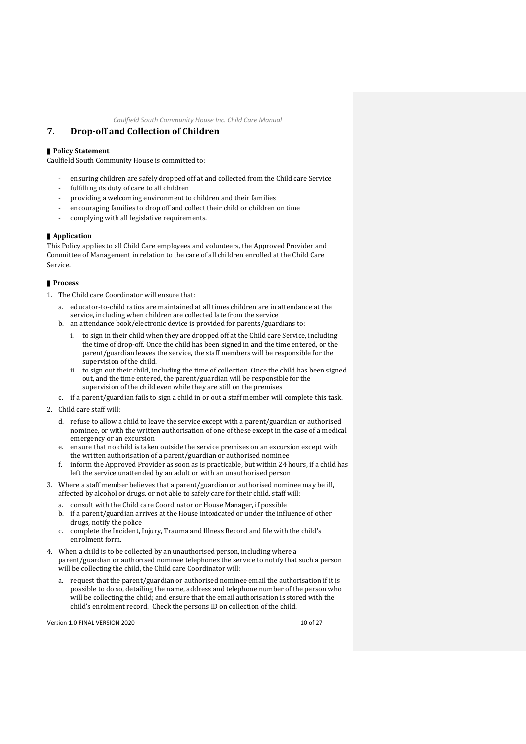## 7. Drop-off and Collection of Children

### Policy Statement

Caulfield South Community House is committed to:

- ensuring children are safely dropped off at and collected from the Child care Service
- fulfilling its duty of care to all children
- providing a welcoming environment to children and their families
- encouraging families to drop off and collect their child or children on time
- complying with all legislative requirements.

### Application

This Policy applies to all Child Care employees and volunteers, the Approved Provider and Committee of Management in relation to the care of all children enrolled at the Child Care Service.

### Process

1. The Child care Coordinator will ensure that:
   a. educator-to-child ratios are maintained at all times children are in attendance at the service, including when children are collected late from the service
   b. an attendance book/electronic device is provided for parents/guardians to:
      i. to sign in their child when they are dropped off at the Child care Service, including the time of drop-off. Once the child has been signed in and the time entered, or the parent/guardian leaves the service, the staff members will be responsible for the supervision of the child.
      ii. to sign out their child, including the time of collection. Once the child has been signed out, and the time entered, the parent/guardian will be responsible for the supervision of the child even while they are still on the premises
   c. if a parent/guardian fails to sign a child in or out a staff member will complete this task.
2. Child care staff will:
   d. refuse to allow a child to leave the service except with a parent/guardian or authorised nominee, or with the written authorisation of one of these except in the case of a medical emergency or an excursion
   e. ensure that no child is taken outside the service premises on an excursion except with the written authorisation of a parent/guardian or authorised nominee
   f. inform the Approved Provider as soon as is practicable, but within 24 hours, if a child has left the service unattended by an adult or with an unauthorised person
3. Where a staff member believes that a parent/guardian or authorised nominee may be ill, affected by alcohol or drugs, or not able to safely care for their child, staff will:
   a. consult with the Child care Coordinator or House Manager, if possible
   b. if a parent/guardian arrives at the House intoxicated or under the influence of other drugs, notify the police
   c. complete the Incident, Injury, Trauma and Illness Record and file with the child's enrolment form.
4. When a child is to be collected by an unauthorised person, including where a parent/guardian or authorised nominee telephones the service to notify that such a person will be collecting the child, the Child care Coordinator will:
   a. request that the parent/guardian or authorised nominee email the authorisation if it is possible to do so, detailing the name, address and telephone number of the person who will be collecting the child; and ensure that the email authorisation is stored with the child's enrolment record. Check the persons ID on collection of the child.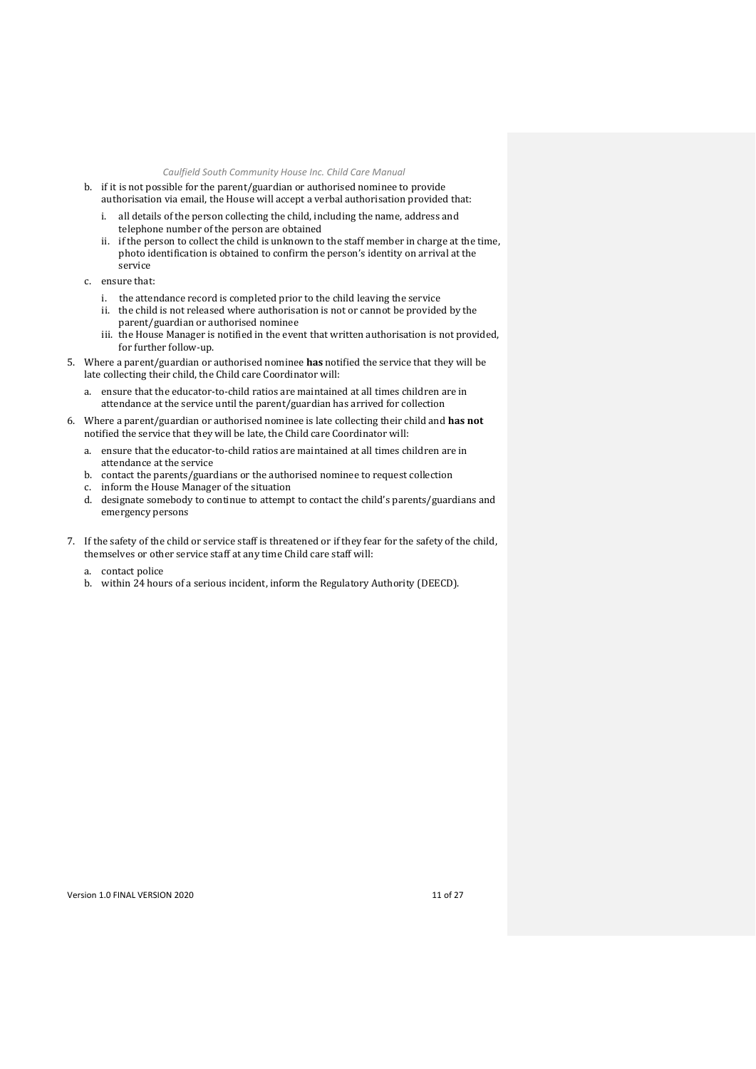b. if it is not possible for the parent/guardian or authorised nominee to provide authorisation via email, the House will accept a verbal authorisation provided that:

   i. all details of the person collecting the child, including the name, address and telephone number of the person are obtained

   ii. if the person to collect the child is unknown to the staff member in charge at the time, photo identification is obtained to confirm the person's identity on arrival at the service

c. ensure that:

   i. the attendance record is completed prior to the child leaving the service

   ii. the child is not released where authorisation is not or cannot be provided by the parent/guardian or authorised nominee

   iii. the House Manager is notified in the event that written authorisation is not provided, for further follow-up.

5. Where a parent/guardian or authorised nominee **has** notified the service that they will be late collecting their child, the Child care Coordinator will:

   a. ensure that the educator-to-child ratios are maintained at all times children are in attendance at the service until the parent/guardian has arrived for collection

6. Where a parent/guardian or authorised nominee is late collecting their child and **has not** notified the service that they will be late, the Child care Coordinator will:

   a. ensure that the educator-to-child ratios are maintained at all times children are in attendance at the service

   b. contact the parents/guardians or the authorised nominee to request collection

   c. inform the House Manager of the situation

   d. designate somebody to continue to attempt to contact the child's parents/guardians and emergency persons

7. If the safety of the child or service staff is threatened or if they fear for the safety of the child, themselves or other service staff at any time Child care staff will:

   a. contact police

   b. within 24 hours of a serious incident, inform the Regulatory Authority (DEECD).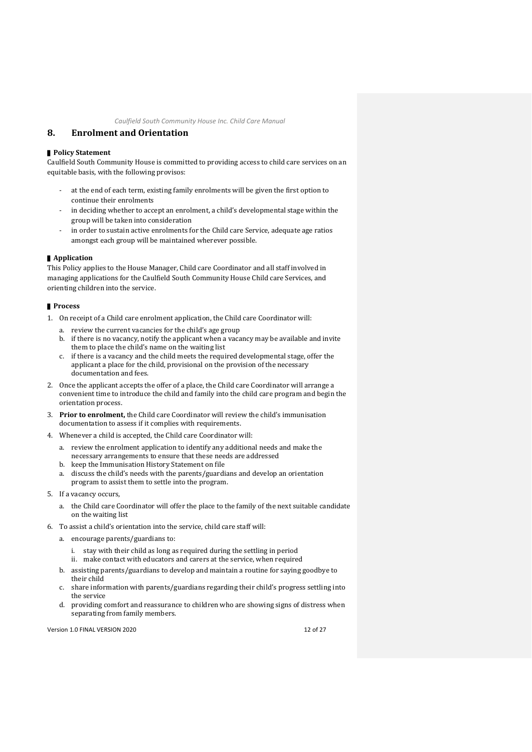## 8. Enrolment and Orientation

### Policy Statement

Caulfield South Community House is committed to providing access to child care services on an equitable basis, with the following provisos:

- at the end of each term, existing family enrolments will be given the first option to continue their enrolments
- in deciding whether to accept an enrolment, a child's developmental stage within the group will be taken into consideration
- in order to sustain active enrolments for the Child care Service, adequate age ratios amongst each group will be maintained wherever possible.

### Application

This Policy applies to the House Manager, Child care Coordinator and all staff involved in managing applications for the Caulfield South Community House Child care Services, and orienting children into the service.

### Process

1. On receipt of a Child care enrolment application, the Child care Coordinator will:
   a. review the current vacancies for the child's age group
   b. if there is no vacancy, notify the applicant when a vacancy may be available and invite them to place the child's name on the waiting list
   c. if there is a vacancy and the child meets the required developmental stage, offer the applicant a place for the child, provisional on the provision of the necessary documentation and fees.
2. Once the applicant accepts the offer of a place, the Child care Coordinator will arrange a convenient time to introduce the child and family into the child care program and begin the orientation process.
3. **Prior to enrolment,** the Child care Coordinator will review the child's immunisation documentation to assess if it complies with requirements.
4. Whenever a child is accepted, the Child care Coordinator will:
   a. review the enrolment application to identify any additional needs and make the necessary arrangements to ensure that these needs are addressed
   b. keep the Immunisation History Statement on file
   a. discuss the child's needs with the parents/guardians and develop an orientation program to assist them to settle into the program.
5. If a vacancy occurs,
   a. the Child care Coordinator will offer the place to the family of the next suitable candidate on the waiting list
6. To assist a child's orientation into the service, child care staff will:
   a. encourage parents/guardians to:
      i. stay with their child as long as required during the settling in period
      ii. make contact with educators and carers at the service, when required
   b. assisting parents/guardians to develop and maintain a routine for saying goodbye to their child
   c. share information with parents/guardians regarding their child's progress settling into the service
   d. providing comfort and reassurance to children who are showing signs of distress when separating from family members.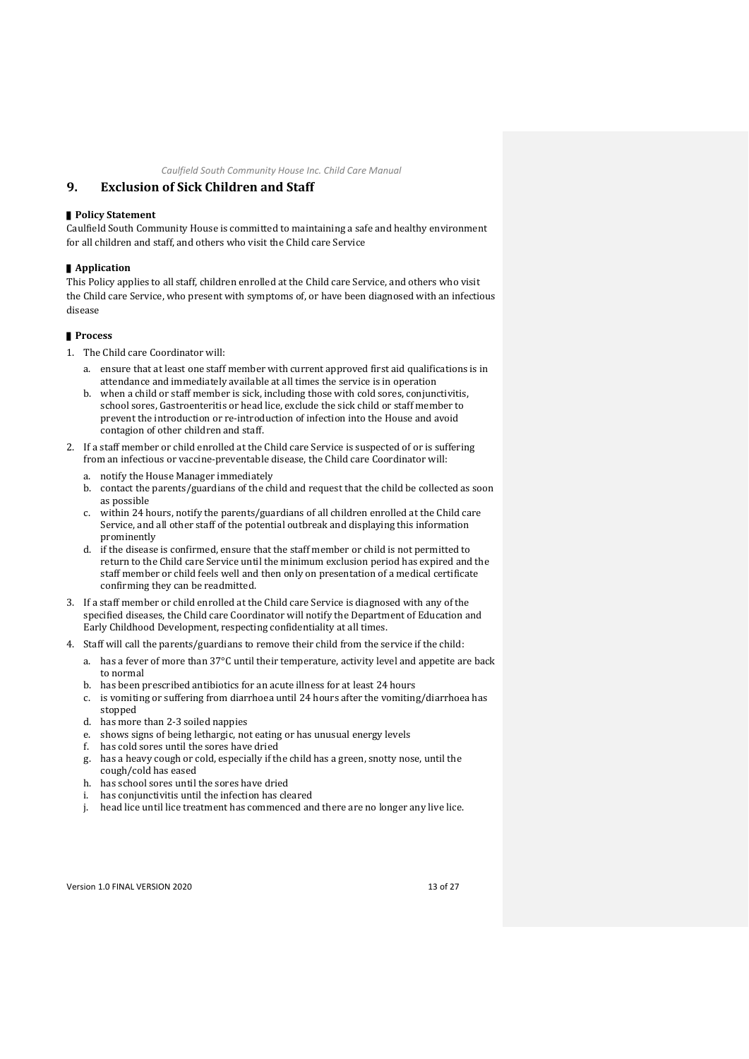## 9. Exclusion of Sick Children and Staff

**Policy Statement**

Caulfield South Community House is committed to maintaining a safe and healthy environment for all children and staff, and others who visit the Child care Service

**Application**

This Policy applies to all staff, children enrolled at the Child care Service, and others who visit the Child care Service, who present with symptoms of, or have been diagnosed with an infectious disease

**Process**

1. The Child care Coordinator will:
   a. ensure that at least one staff member with current approved first aid qualifications is in attendance and immediately available at all times the service is in operation
   b. when a child or staff member is sick, including those with cold sores, conjunctivitis, school sores, Gastroenteritis or head lice, exclude the sick child or staff member to prevent the introduction or re-introduction of infection into the House and avoid contagion of other children and staff.
2. If a staff member or child enrolled at the Child care Service is suspected of or is suffering from an infectious or vaccine-preventable disease, the Child care Coordinator will:
   a. notify the House Manager immediately
   b. contact the parents/guardians of the child and request that the child be collected as soon as possible
   c. within 24 hours, notify the parents/guardians of all children enrolled at the Child care Service, and all other staff of the potential outbreak and displaying this information prominently
   d. if the disease is confirmed, ensure that the staff member or child is not permitted to return to the Child care Service until the minimum exclusion period has expired and the staff member or child feels well and then only on presentation of a medical certificate confirming they can be readmitted.
3. If a staff member or child enrolled at the Child care Service is diagnosed with any of the specified diseases, the Child care Coordinator will notify the Department of Education and Early Childhood Development, respecting confidentiality at all times.
4. Staff will call the parents/guardians to remove their child from the service if the child:
   a. has a fever of more than 37°C until their temperature, activity level and appetite are back to normal
   b. has been prescribed antibiotics for an acute illness for at least 24 hours
   c. is vomiting or suffering from diarrhoea until 24 hours after the vomiting/diarrhoea has stopped
   d. has more than 2-3 soiled nappies
   e. shows signs of being lethargic, not eating or has unusual energy levels
   f. has cold sores until the sores have dried
   g. has a heavy cough or cold, especially if the child has a green, snotty nose, until the cough/cold has eased
   h. has school sores until the sores have dried
   i. has conjunctivitis until the infection has cleared
   j. head lice until lice treatment has commenced and there are no longer any live lice.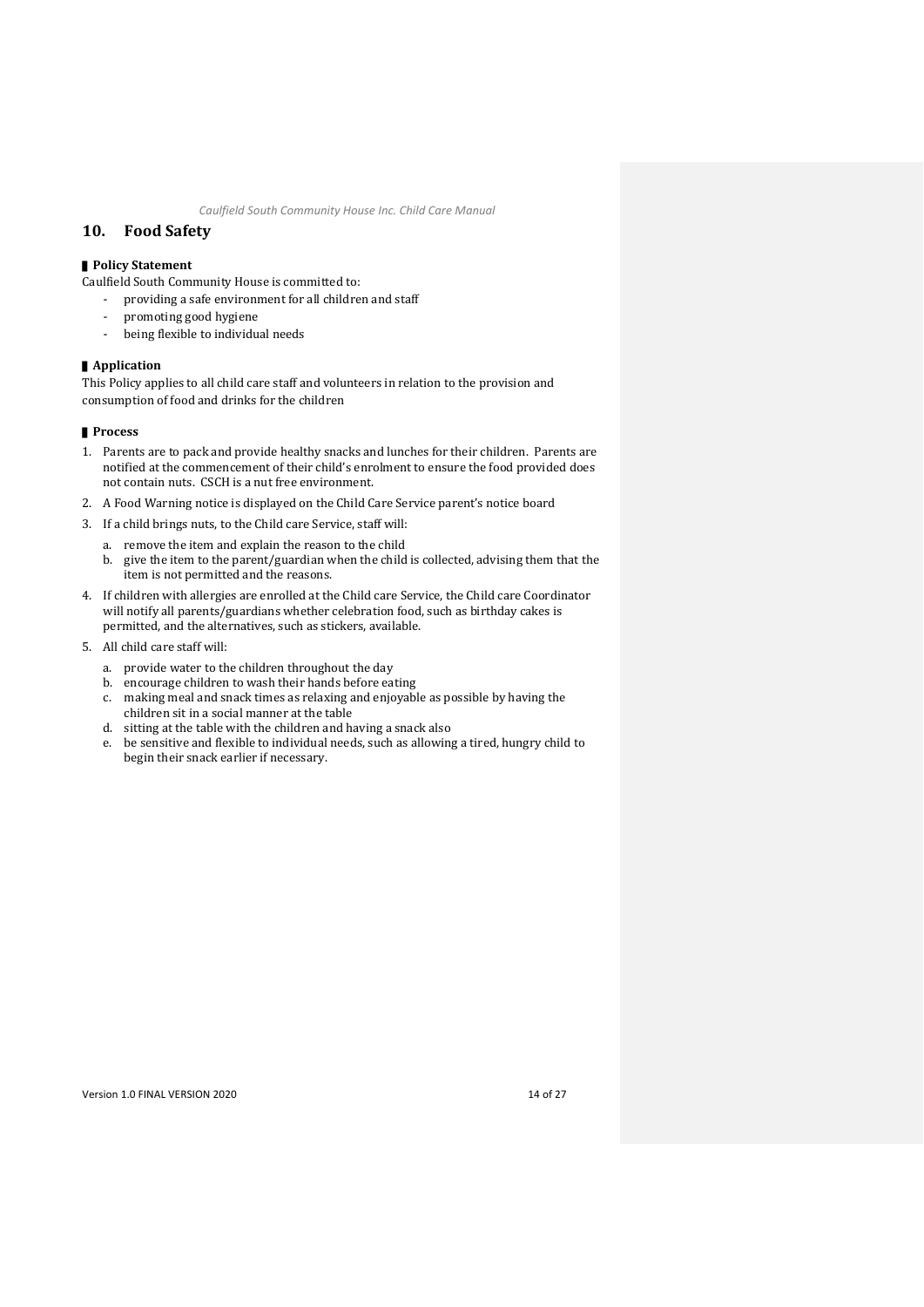## 10. Food Safety

### Policy Statement

Caulfield South Community House is committed to:

- providing a safe environment for all children and staff
- promoting good hygiene
- being flexible to individual needs

### Application

This Policy applies to all child care staff and volunteers in relation to the provision and consumption of food and drinks for the children

### Process

1. Parents are to pack and provide healthy snacks and lunches for their children. Parents are notified at the commencement of their child's enrolment to ensure the food provided does not contain nuts. CSCH is a nut free environment.
2. A Food Warning notice is displayed on the Child Care Service parent's notice board
3. If a child brings nuts, to the Child care Service, staff will:
   a. remove the item and explain the reason to the child
   b. give the item to the parent/guardian when the child is collected, advising them that the item is not permitted and the reasons.
4. If children with allergies are enrolled at the Child care Service, the Child care Coordinator will notify all parents/guardians whether celebration food, such as birthday cakes is permitted, and the alternatives, such as stickers, available.
5. All child care staff will:
   a. provide water to the children throughout the day
   b. encourage children to wash their hands before eating
   c. making meal and snack times as relaxing and enjoyable as possible by having the children sit in a social manner at the table
   d. sitting at the table with the children and having a snack also
   e. be sensitive and flexible to individual needs, such as allowing a tired, hungry child to begin their snack earlier if necessary.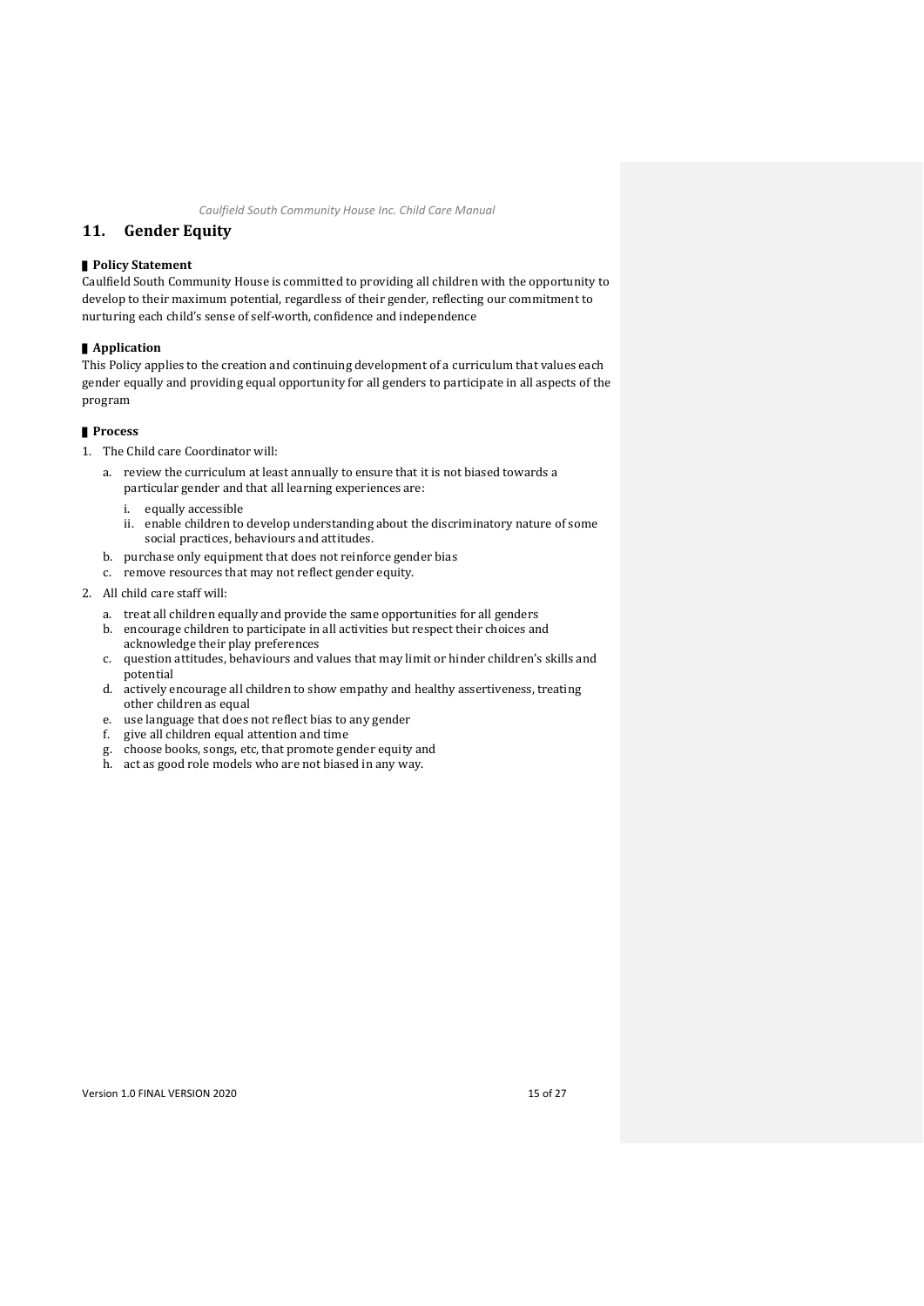## 11. Gender Equity

**Policy Statement**

Caulfield South Community House is committed to providing all children with the opportunity to develop to their maximum potential, regardless of their gender, reflecting our commitment to nurturing each child's sense of self-worth, confidence and independence

**Application**

This Policy applies to the creation and continuing development of a curriculum that values each gender equally and providing equal opportunity for all genders to participate in all aspects of the program

**Process**

1. The Child care Coordinator will:
   a. review the curriculum at least annually to ensure that it is not biased towards a particular gender and that all learning experiences are:
      i. equally accessible
      ii. enable children to develop understanding about the discriminatory nature of some social practices, behaviours and attitudes.
   b. purchase only equipment that does not reinforce gender bias
   c. remove resources that may not reflect gender equity.
2. All child care staff will:
   a. treat all children equally and provide the same opportunities for all genders
   b. encourage children to participate in all activities but respect their choices and acknowledge their play preferences
   c. question attitudes, behaviours and values that may limit or hinder children's skills and potential
   d. actively encourage all children to show empathy and healthy assertiveness, treating other children as equal
   e. use language that does not reflect bias to any gender
   f. give all children equal attention and time
   g. choose books, songs, etc, that promote gender equity and
   h. act as good role models who are not biased in any way.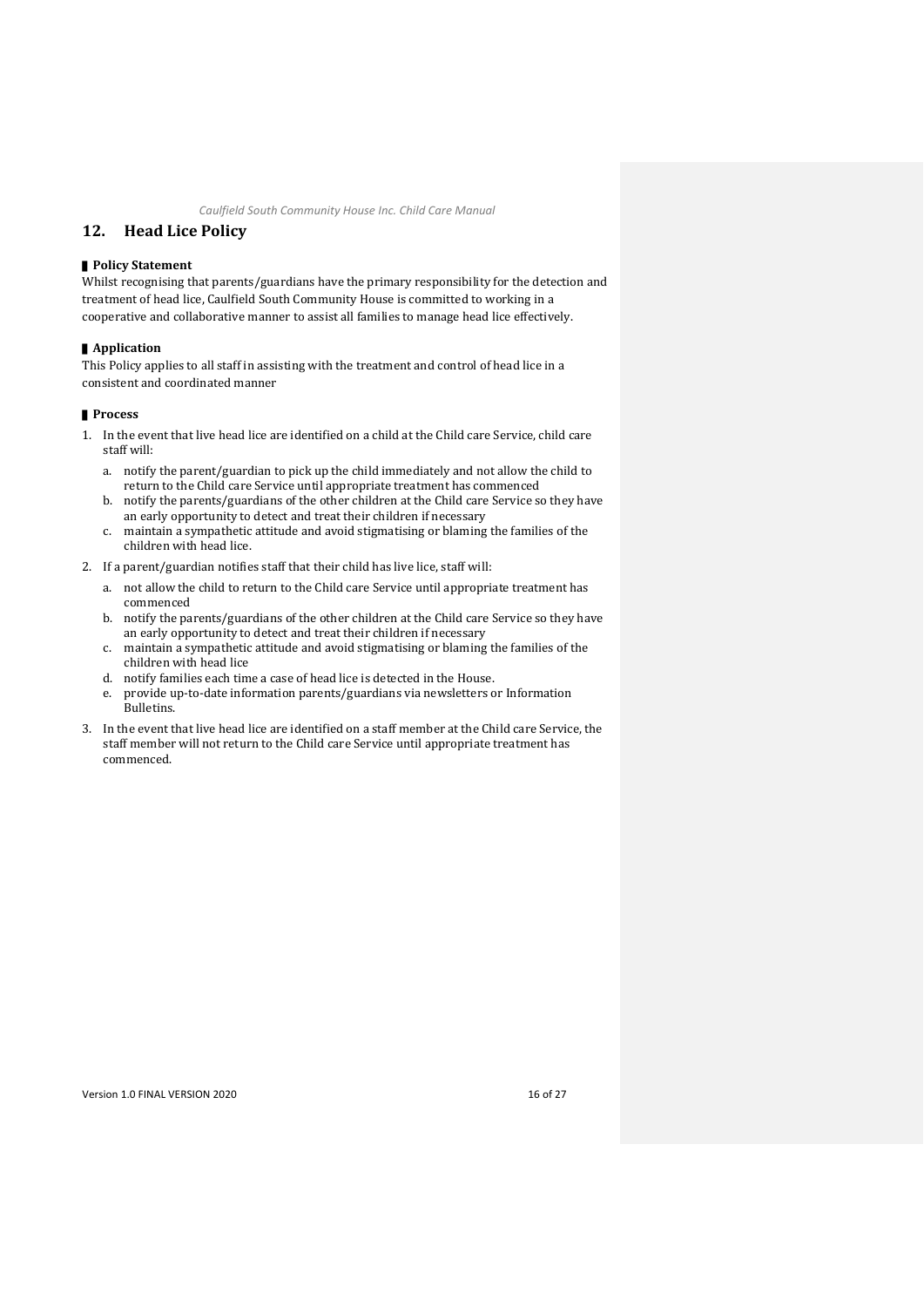## 12. Head Lice Policy

### Policy Statement

Whilst recognising that parents/guardians have the primary responsibility for the detection and treatment of head lice, Caulfield South Community House is committed to working in a cooperative and collaborative manner to assist all families to manage head lice effectively.

### Application

This Policy applies to all staff in assisting with the treatment and control of head lice in a consistent and coordinated manner

### Process

1. In the event that live head lice are identified on a child at the Child care Service, child care staff will:
   a. notify the parent/guardian to pick up the child immediately and not allow the child to return to the Child care Service until appropriate treatment has commenced
   b. notify the parents/guardians of the other children at the Child care Service so they have an early opportunity to detect and treat their children if necessary
   c. maintain a sympathetic attitude and avoid stigmatising or blaming the families of the children with head lice.
2. If a parent/guardian notifies staff that their child has live lice, staff will:
   a. not allow the child to return to the Child care Service until appropriate treatment has commenced
   b. notify the parents/guardians of the other children at the Child care Service so they have an early opportunity to detect and treat their children if necessary
   c. maintain a sympathetic attitude and avoid stigmatising or blaming the families of the children with head lice
   d. notify families each time a case of head lice is detected in the House.
   e. provide up-to-date information parents/guardians via newsletters or Information Bulletins.
3. In the event that live head lice are identified on a staff member at the Child care Service, the staff member will not return to the Child care Service until appropriate treatment has commenced.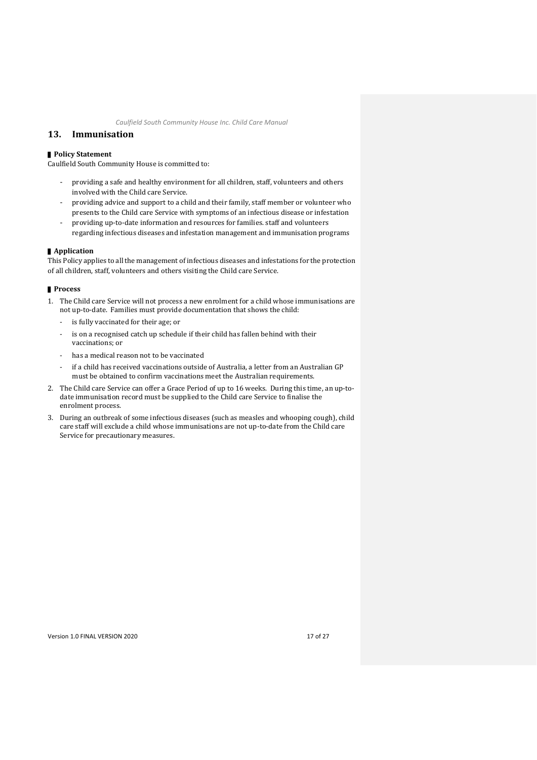## 13. Immunisation

### Policy Statement

Caulfield South Community House is committed to:

- providing a safe and healthy environment for all children, staff, volunteers and others involved with the Child care Service.
- providing advice and support to a child and their family, staff member or volunteer who presents to the Child care Service with symptoms of an infectious disease or infestation
- providing up-to-date information and resources for families. staff and volunteers regarding infectious diseases and infestation management and immunisation programs

### Application

This Policy applies to all the management of infectious diseases and infestations for the protection of all children, staff, volunteers and others visiting the Child care Service.

### Process

1. The Child care Service will not process a new enrolment for a child whose immunisations are not up-to-date. Families must provide documentation that shows the child:
   - is fully vaccinated for their age; or
   - is on a recognised catch up schedule if their child has fallen behind with their vaccinations; or
   - has a medical reason not to be vaccinated
   - if a child has received vaccinations outside of Australia, a letter from an Australian GP must be obtained to confirm vaccinations meet the Australian requirements.
2. The Child care Service can offer a Grace Period of up to 16 weeks. During this time, an up-to-date immunisation record must be supplied to the Child care Service to finalise the enrolment process.
3. During an outbreak of some infectious diseases (such as measles and whooping cough), child care staff will exclude a child whose immunisations are not up-to-date from the Child care Service for precautionary measures.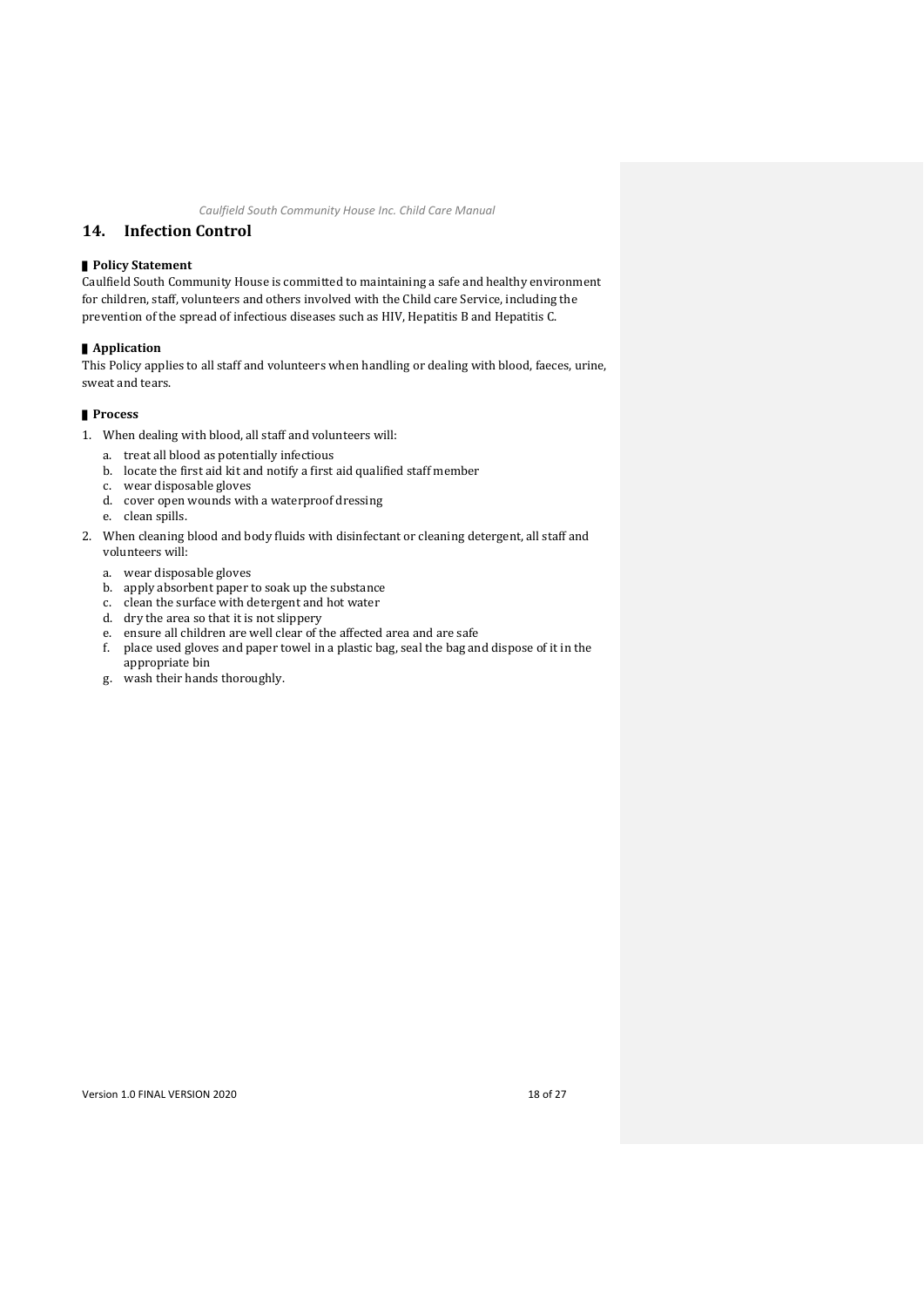## 14. Infection Control

### Policy Statement

Caulfield South Community House is committed to maintaining a safe and healthy environment for children, staff, volunteers and others involved with the Child care Service, including the prevention of the spread of infectious diseases such as HIV, Hepatitis B and Hepatitis C.

### Application

This Policy applies to all staff and volunteers when handling or dealing with blood, faeces, urine, sweat and tears.

### Process

1. When dealing with blood, all staff and volunteers will:
   a. treat all blood as potentially infectious
   b. locate the first aid kit and notify a first aid qualified staff member
   c. wear disposable gloves
   d. cover open wounds with a waterproof dressing
   e. clean spills.
2. When cleaning blood and body fluids with disinfectant or cleaning detergent, all staff and volunteers will:
   a. wear disposable gloves
   b. apply absorbent paper to soak up the substance
   c. clean the surface with detergent and hot water
   d. dry the area so that it is not slippery
   e. ensure all children are well clear of the affected area and are safe
   f. place used gloves and paper towel in a plastic bag, seal the bag and dispose of it in the appropriate bin
   g. wash their hands thoroughly.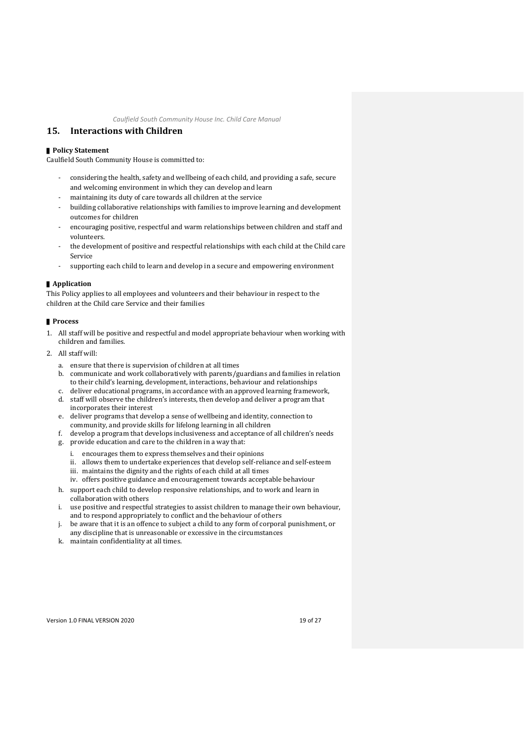## 15. Interactions with Children

### Policy Statement

Caulfield South Community House is committed to:

- considering the health, safety and wellbeing of each child, and providing a safe, secure and welcoming environment in which they can develop and learn
- maintaining its duty of care towards all children at the service
- building collaborative relationships with families to improve learning and development outcomes for children
- encouraging positive, respectful and warm relationships between children and staff and volunteers.
- the development of positive and respectful relationships with each child at the Child care Service
- supporting each child to learn and develop in a secure and empowering environment

### Application

This Policy applies to all employees and volunteers and their behaviour in respect to the children at the Child care Service and their families

### Process

1. All staff will be positive and respectful and model appropriate behaviour when working with children and families.
2. All staff will:
   a. ensure that there is supervision of children at all times
   b. communicate and work collaboratively with parents/guardians and families in relation to their child's learning, development, interactions, behaviour and relationships
   c. deliver educational programs, in accordance with an approved learning framework,
   d. staff will observe the children's interests, then develop and deliver a program that incorporates their interest
   e. deliver programs that develop a sense of wellbeing and identity, connection to community, and provide skills for lifelong learning in all children
   f. develop a program that develops inclusiveness and acceptance of all children's needs
   g. provide education and care to the children in a way that:
      i. encourages them to express themselves and their opinions
      ii. allows them to undertake experiences that develop self-reliance and self-esteem
      iii. maintains the dignity and the rights of each child at all times
      iv. offers positive guidance and encouragement towards acceptable behaviour
   h. support each child to develop responsive relationships, and to work and learn in collaboration with others
   i. use positive and respectful strategies to assist children to manage their own behaviour, and to respond appropriately to conflict and the behaviour of others
   j. be aware that it is an offence to subject a child to any form of corporal punishment, or any discipline that is unreasonable or excessive in the circumstances
   k. maintain confidentiality at all times.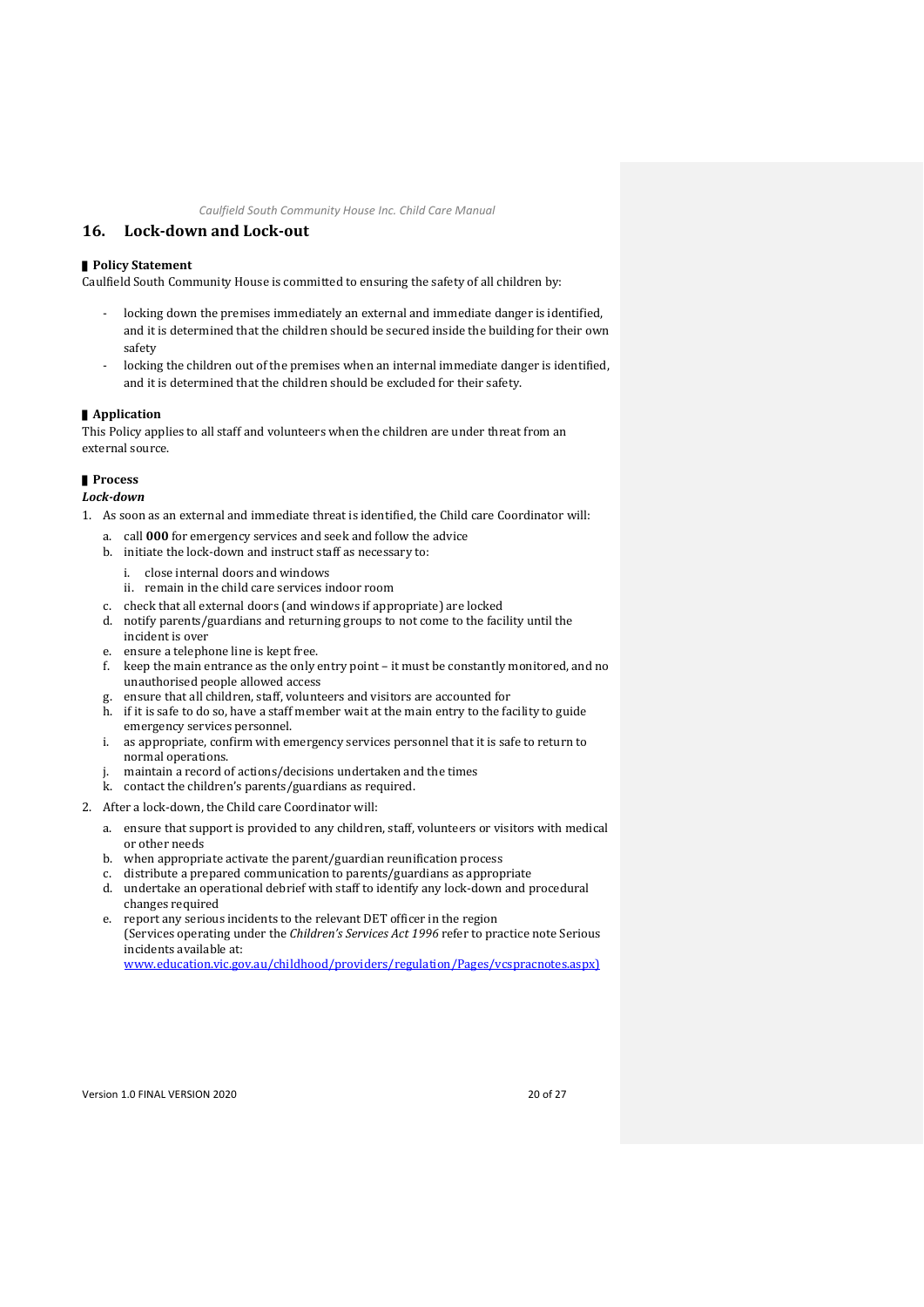## 16. Lock-down and Lock-out

### Policy Statement

Caulfield South Community House is committed to ensuring the safety of all children by:

- locking down the premises immediately an external and immediate danger is identified, and it is determined that the children should be secured inside the building for their own safety
- locking the children out of the premises when an internal immediate danger is identified, and it is determined that the children should be excluded for their safety.

### Application

This Policy applies to all staff and volunteers when the children are under threat from an external source.

### Process

***Lock-down***

1. As soon as an external and immediate threat is identified, the Child care Coordinator will:
   a. call **000** for emergency services and seek and follow the advice
   b. initiate the lock-down and instruct staff as necessary to:
      i. close internal doors and windows
      ii. remain in the child care services indoor room
   c. check that all external doors (and windows if appropriate) are locked
   d. notify parents/guardians and returning groups to not come to the facility until the incident is over
   e. ensure a telephone line is kept free.
   f. keep the main entrance as the only entry point – it must be constantly monitored, and no unauthorised people allowed access
   g. ensure that all children, staff, volunteers and visitors are accounted for
   h. if it is safe to do so, have a staff member wait at the main entry to the facility to guide emergency services personnel.
   i. as appropriate, confirm with emergency services personnel that it is safe to return to normal operations.
   j. maintain a record of actions/decisions undertaken and the times
   k. contact the children's parents/guardians as required.
2. After a lock-down, the Child care Coordinator will:
   a. ensure that support is provided to any children, staff, volunteers or visitors with medical or other needs
   b. when appropriate activate the parent/guardian reunification process
   c. distribute a prepared communication to parents/guardians as appropriate
   d. undertake an operational debrief with staff to identify any lock-down and procedural changes required
   e. report any serious incidents to the relevant DET officer in the region (Services operating under the *Children's Services Act 1996* refer to practice note Serious incidents available at: www.education.vic.gov.au/childhood/providers/regulation/Pages/vcspracnotes.aspx)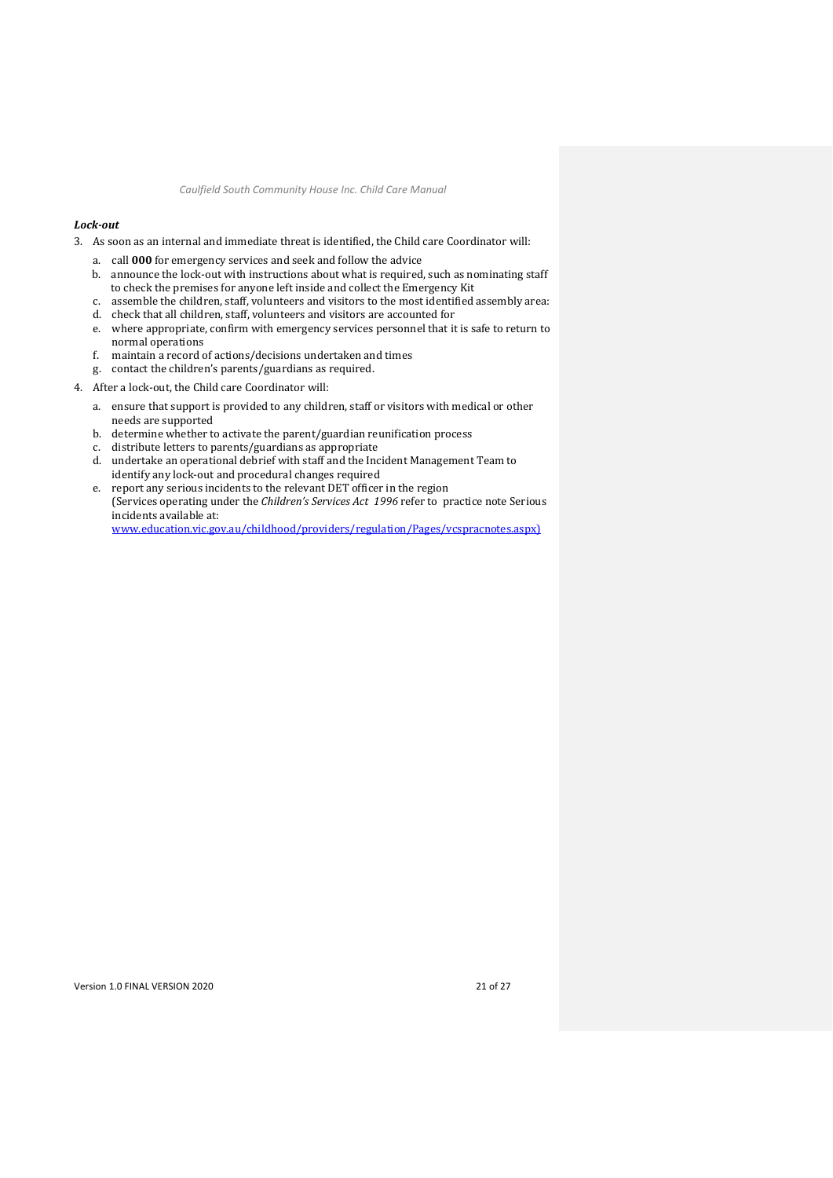***Lock-out***

3. As soon as an internal and immediate threat is identified, the Child care Coordinator will:

   a. call **000** for emergency services and seek and follow the advice
   b. announce the lock-out with instructions about what is required, such as nominating staff to check the premises for anyone left inside and collect the Emergency Kit
   c. assemble the children, staff, volunteers and visitors to the most identified assembly area:
   d. check that all children, staff, volunteers and visitors are accounted for
   e. where appropriate, confirm with emergency services personnel that it is safe to return to normal operations
   f. maintain a record of actions/decisions undertaken and times
   g. contact the children's parents/guardians as required.

4. After a lock-out, the Child care Coordinator will:

   a. ensure that support is provided to any children, staff or visitors with medical or other needs are supported
   b. determine whether to activate the parent/guardian reunification process
   c. distribute letters to parents/guardians as appropriate
   d. undertake an operational debrief with staff and the Incident Management Team to identify any lock-out and procedural changes required
   e. report any serious incidents to the relevant DET officer in the region (Services operating under the *Children's Services Act 1996* refer to practice note Serious incidents available at: [www.education.vic.gov.au/childhood/providers/regulation/Pages/vcspracnotes.aspx)](www.education.vic.gov.au/childhood/providers/regulation/Pages/vcspracnotes.aspx)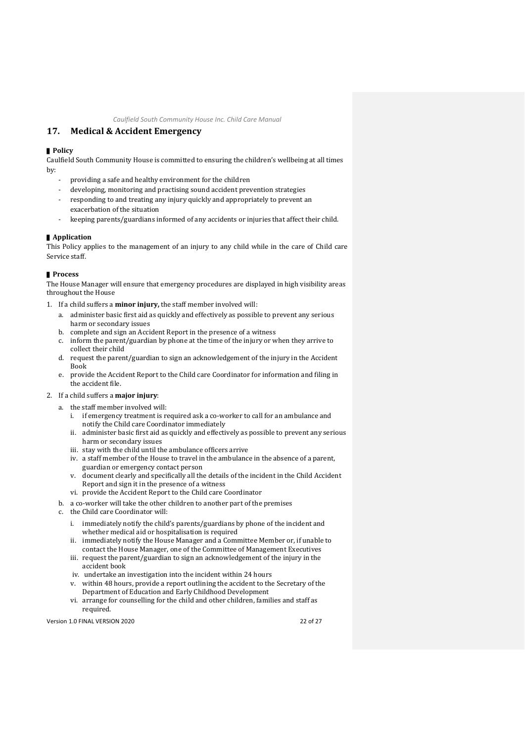## 17. Medical & Accident Emergency

### Policy

Caulfield South Community House is committed to ensuring the children's wellbeing at all times by:

- providing a safe and healthy environment for the children
- developing, monitoring and practising sound accident prevention strategies
- responding to and treating any injury quickly and appropriately to prevent an exacerbation of the situation
- keeping parents/guardians informed of any accidents or injuries that affect their child.

### Application

This Policy applies to the management of an injury to any child while in the care of Child care Service staff.

### Process

The House Manager will ensure that emergency procedures are displayed in high visibility areas throughout the House

1. If a child suffers a **minor injury,** the staff member involved will:
   a. administer basic first aid as quickly and effectively as possible to prevent any serious harm or secondary issues
   b. complete and sign an Accident Report in the presence of a witness
   c. inform the parent/guardian by phone at the time of the injury or when they arrive to collect their child
   d. request the parent/guardian to sign an acknowledgement of the injury in the Accident Book
   e. provide the Accident Report to the Child care Coordinator for information and filing in the accident file.

2. If a child suffers a **major injury**:
   a. the staff member involved will:
      i. if emergency treatment is required ask a co-worker to call for an ambulance and notify the Child care Coordinator immediately
      ii. administer basic first aid as quickly and effectively as possible to prevent any serious harm or secondary issues
      iii. stay with the child until the ambulance officers arrive
      iv. a staff member of the House to travel in the ambulance in the absence of a parent, guardian or emergency contact person
      v. document clearly and specifically all the details of the incident in the Child Accident Report and sign it in the presence of a witness
      vi. provide the Accident Report to the Child care Coordinator
   b. a co-worker will take the other children to another part of the premises
   c. the Child care Coordinator will:
      i. immediately notify the child's parents/guardians by phone of the incident and whether medical aid or hospitalisation is required
      ii. immediately notify the House Manager and a Committee Member or, if unable to contact the House Manager, one of the Committee of Management Executives
      iii. request the parent/guardian to sign an acknowledgement of the injury in the accident book
      iv. undertake an investigation into the incident within 24 hours
      v. within 48 hours, provide a report outlining the accident to the Secretary of the Department of Education and Early Childhood Development
      vi. arrange for counselling for the child and other children, families and staff as required.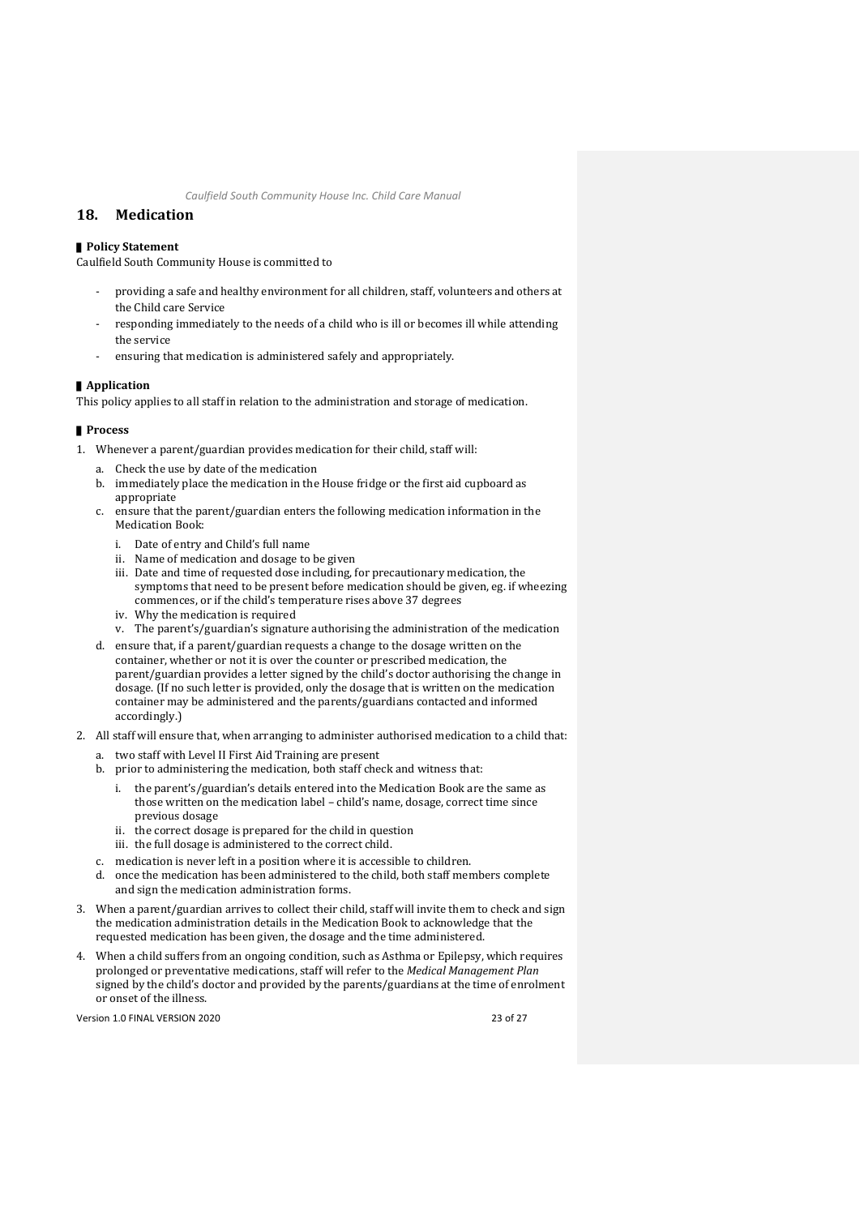## 18. Medication

### Policy Statement

Caulfield South Community House is committed to

- providing a safe and healthy environment for all children, staff, volunteers and others at the Child care Service
- responding immediately to the needs of a child who is ill or becomes ill while attending the service
- ensuring that medication is administered safely and appropriately.

### Application

This policy applies to all staff in relation to the administration and storage of medication.

### Process

1. Whenever a parent/guardian provides medication for their child, staff will:
   a. Check the use by date of the medication
   b. immediately place the medication in the House fridge or the first aid cupboard as appropriate
   c. ensure that the parent/guardian enters the following medication information in the Medication Book:
      i. Date of entry and Child's full name
      ii. Name of medication and dosage to be given
      iii. Date and time of requested dose including, for precautionary medication, the symptoms that need to be present before medication should be given, eg. if wheezing commences, or if the child's temperature rises above 37 degrees
      iv. Why the medication is required
      v. The parent's/guardian's signature authorising the administration of the medication
   d. ensure that, if a parent/guardian requests a change to the dosage written on the container, whether or not it is over the counter or prescribed medication, the parent/guardian provides a letter signed by the child's doctor authorising the change in dosage. (If no such letter is provided, only the dosage that is written on the medication container may be administered and the parents/guardians contacted and informed accordingly.)
2. All staff will ensure that, when arranging to administer authorised medication to a child that:
   a. two staff with Level II First Aid Training are present
   b. prior to administering the medication, both staff check and witness that:
      i. the parent's/guardian's details entered into the Medication Book are the same as those written on the medication label – child's name, dosage, correct time since previous dosage
      ii. the correct dosage is prepared for the child in question
      iii. the full dosage is administered to the correct child.
   c. medication is never left in a position where it is accessible to children.
   d. once the medication has been administered to the child, both staff members complete and sign the medication administration forms.
3. When a parent/guardian arrives to collect their child, staff will invite them to check and sign the medication administration details in the Medication Book to acknowledge that the requested medication has been given, the dosage and the time administered.
4. When a child suffers from an ongoing condition, such as Asthma or Epilepsy, which requires prolonged or preventative medications, staff will refer to the *Medical Management Plan* signed by the child's doctor and provided by the parents/guardians at the time of enrolment or onset of the illness.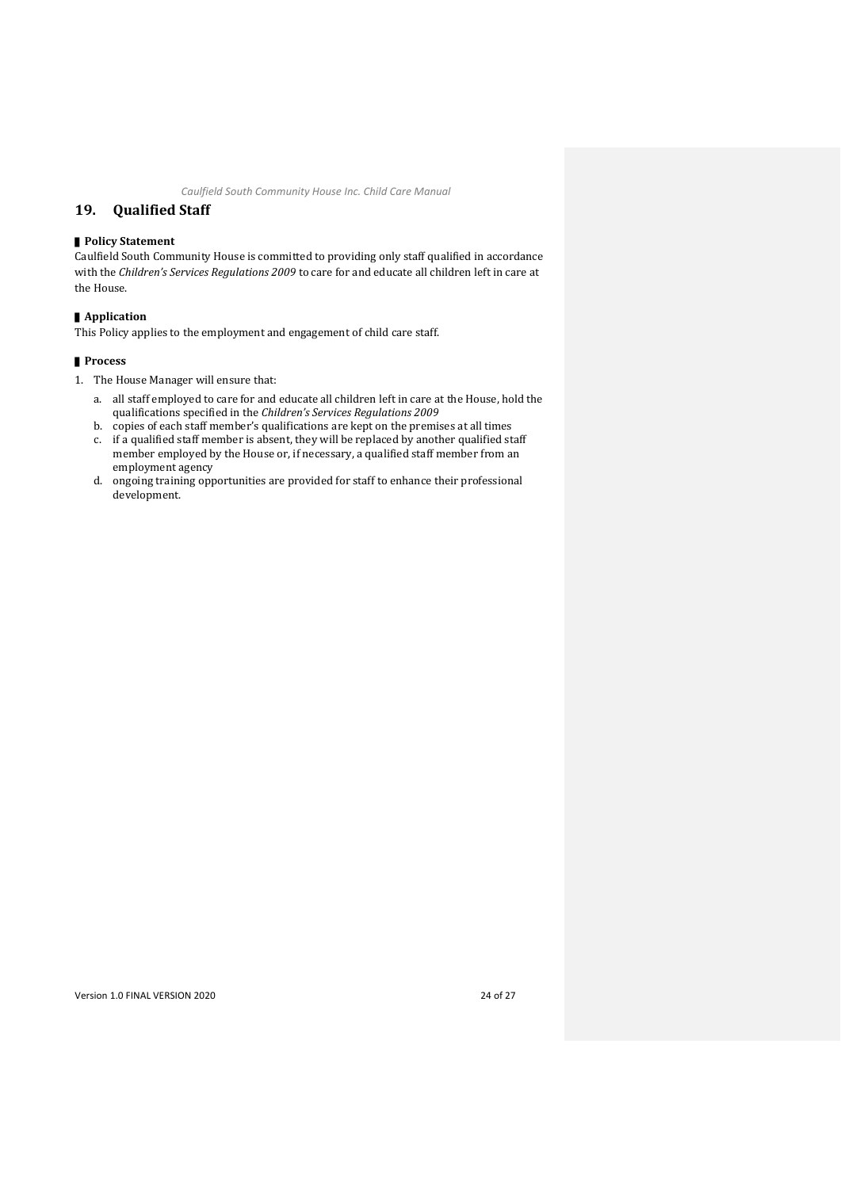## 19. Qualified Staff

### Policy Statement

Caulfield South Community House is committed to providing only staff qualified in accordance with the *Children's Services Regulations 2009* to care for and educate all children left in care at the House.

### Application

This Policy applies to the employment and engagement of child care staff.

### Process

1. The House Manager will ensure that:
   a. all staff employed to care for and educate all children left in care at the House, hold the qualifications specified in the *Children's Services Regulations 2009*
   b. copies of each staff member's qualifications are kept on the premises at all times
   c. if a qualified staff member is absent, they will be replaced by another qualified staff member employed by the House or, if necessary, a qualified staff member from an employment agency
   d. ongoing training opportunities are provided for staff to enhance their professional development.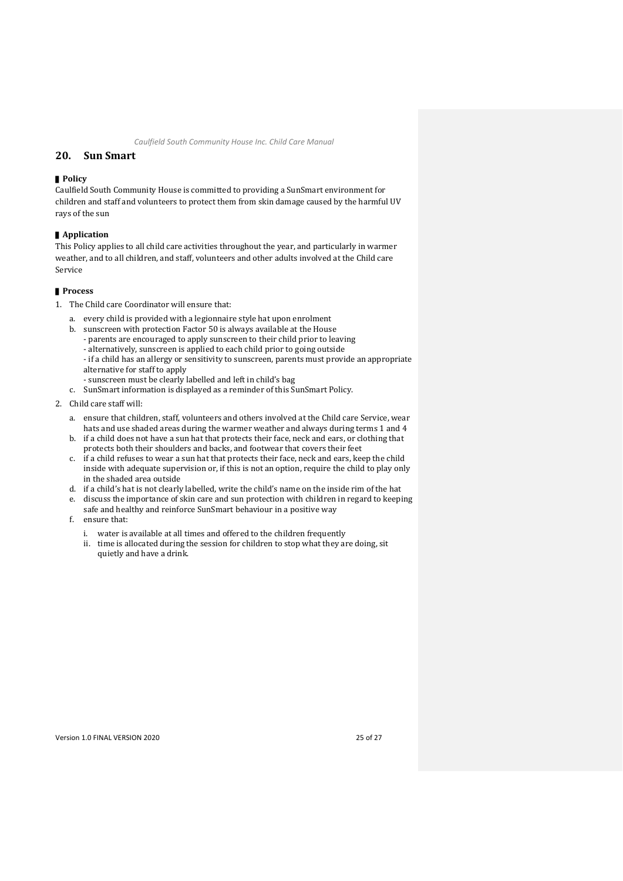## 20. Sun Smart

### Policy

Caulfield South Community House is committed to providing a SunSmart environment for children and staff and volunteers to protect them from skin damage caused by the harmful UV rays of the sun

### Application

This Policy applies to all child care activities throughout the year, and particularly in warmer weather, and to all children, and staff, volunteers and other adults involved at the Child care Service

### Process

1. The Child care Coordinator will ensure that:
   a. every child is provided with a legionnaire style hat upon enrolment
   b. sunscreen with protection Factor 50 is always available at the House
      - parents are encouraged to apply sunscreen to their child prior to leaving
      - alternatively, sunscreen is applied to each child prior to going outside
      - if a child has an allergy or sensitivity to sunscreen, parents must provide an appropriate alternative for staff to apply
      - sunscreen must be clearly labelled and left in child's bag
   c. SunSmart information is displayed as a reminder of this SunSmart Policy.
2. Child care staff will:
   a. ensure that children, staff, volunteers and others involved at the Child care Service, wear hats and use shaded areas during the warmer weather and always during terms 1 and 4
   b. if a child does not have a sun hat that protects their face, neck and ears, or clothing that protects both their shoulders and backs, and footwear that covers their feet
   c. if a child refuses to wear a sun hat that protects their face, neck and ears, keep the child inside with adequate supervision or, if this is not an option, require the child to play only in the shaded area outside
   d. if a child's hat is not clearly labelled, write the child's name on the inside rim of the hat
   e. discuss the importance of skin care and sun protection with children in regard to keeping safe and healthy and reinforce SunSmart behaviour in a positive way
   f. ensure that:
      i. water is available at all times and offered to the children frequently
      ii. time is allocated during the session for children to stop what they are doing, sit quietly and have a drink.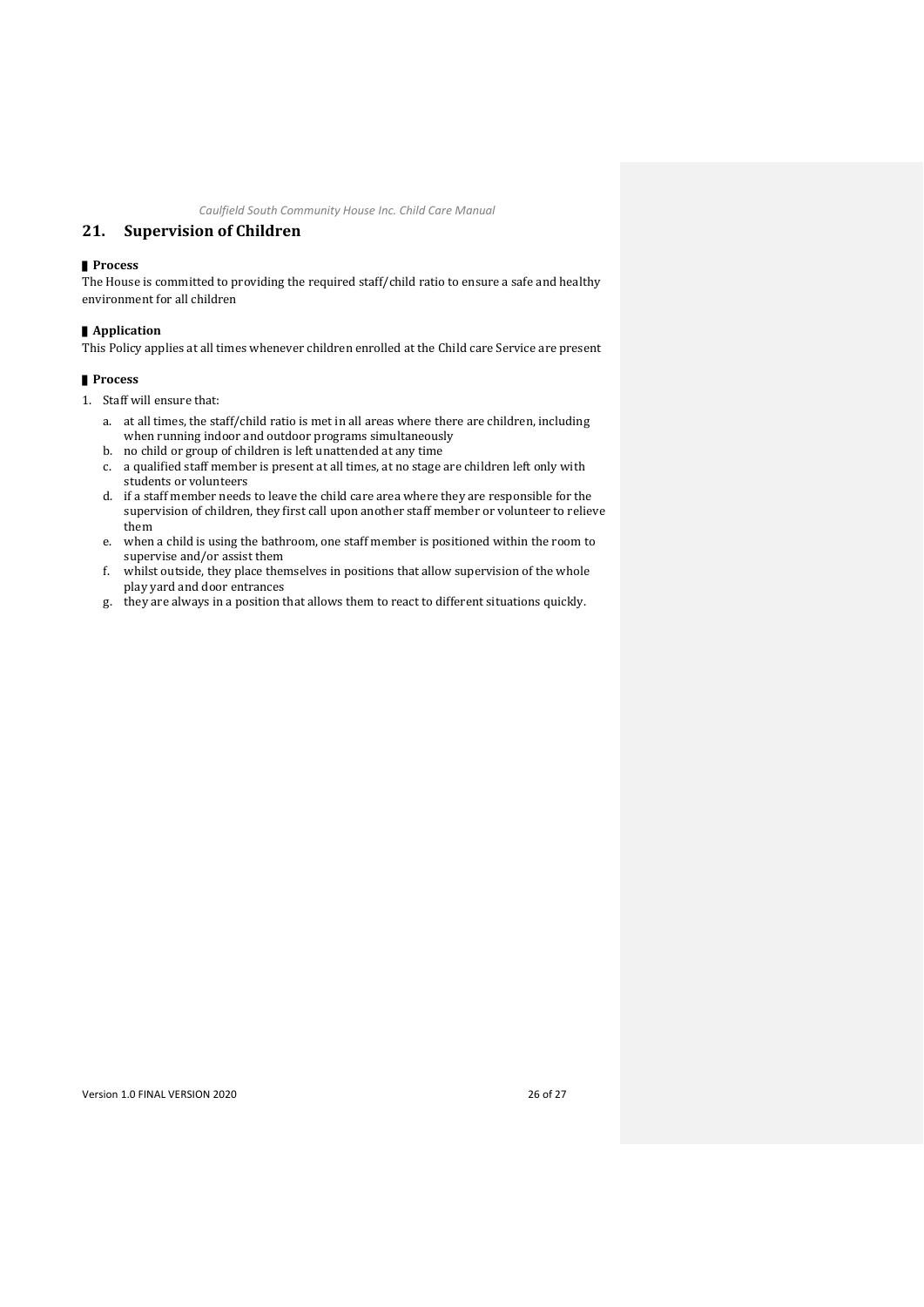## 21. Supervision of Children

### Process

The House is committed to providing the required staff/child ratio to ensure a safe and healthy environment for all children

### Application

This Policy applies at all times whenever children enrolled at the Child care Service are present

### Process

1. Staff will ensure that:
   a. at all times, the staff/child ratio is met in all areas where there are children, including when running indoor and outdoor programs simultaneously
   b. no child or group of children is left unattended at any time
   c. a qualified staff member is present at all times, at no stage are children left only with students or volunteers
   d. if a staff member needs to leave the child care area where they are responsible for the supervision of children, they first call upon another staff member or volunteer to relieve them
   e. when a child is using the bathroom, one staff member is positioned within the room to supervise and/or assist them
   f. whilst outside, they place themselves in positions that allow supervision of the whole play yard and door entrances
   g. they are always in a position that allows them to react to different situations quickly.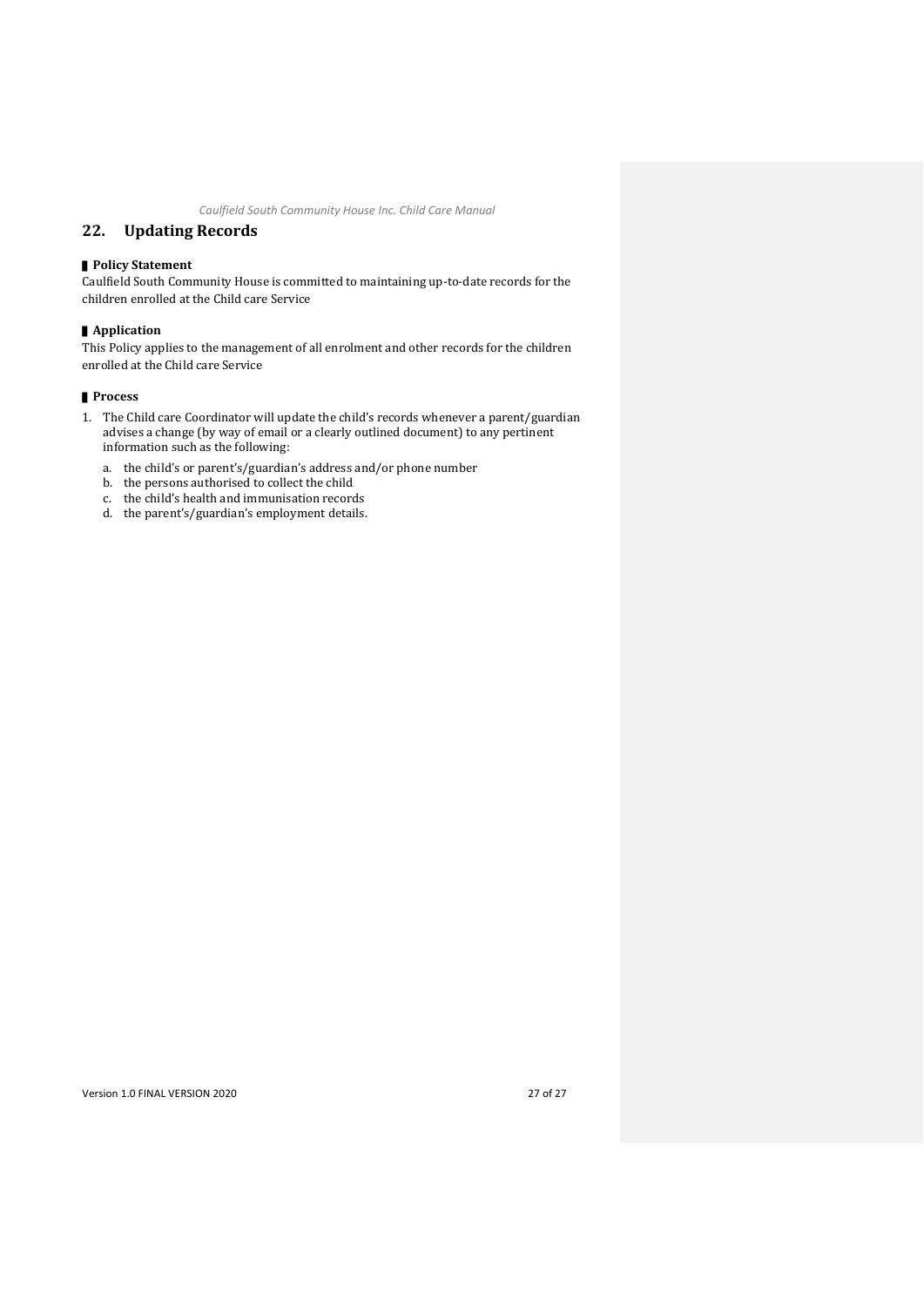## 22. Updating Records

### Policy Statement

Caulfield South Community House is committed to maintaining up-to-date records for the children enrolled at the Child care Service

### Application

This Policy applies to the management of all enrolment and other records for the children enrolled at the Child care Service

### Process

1. The Child care Coordinator will update the child's records whenever a parent/guardian advises a change (by way of email or a clearly outlined document) to any pertinent information such as the following:
   a. the child's or parent's/guardian's address and/or phone number
   b. the persons authorised to collect the child
   c. the child's health and immunisation records
   d. the parent's/guardian's employment details.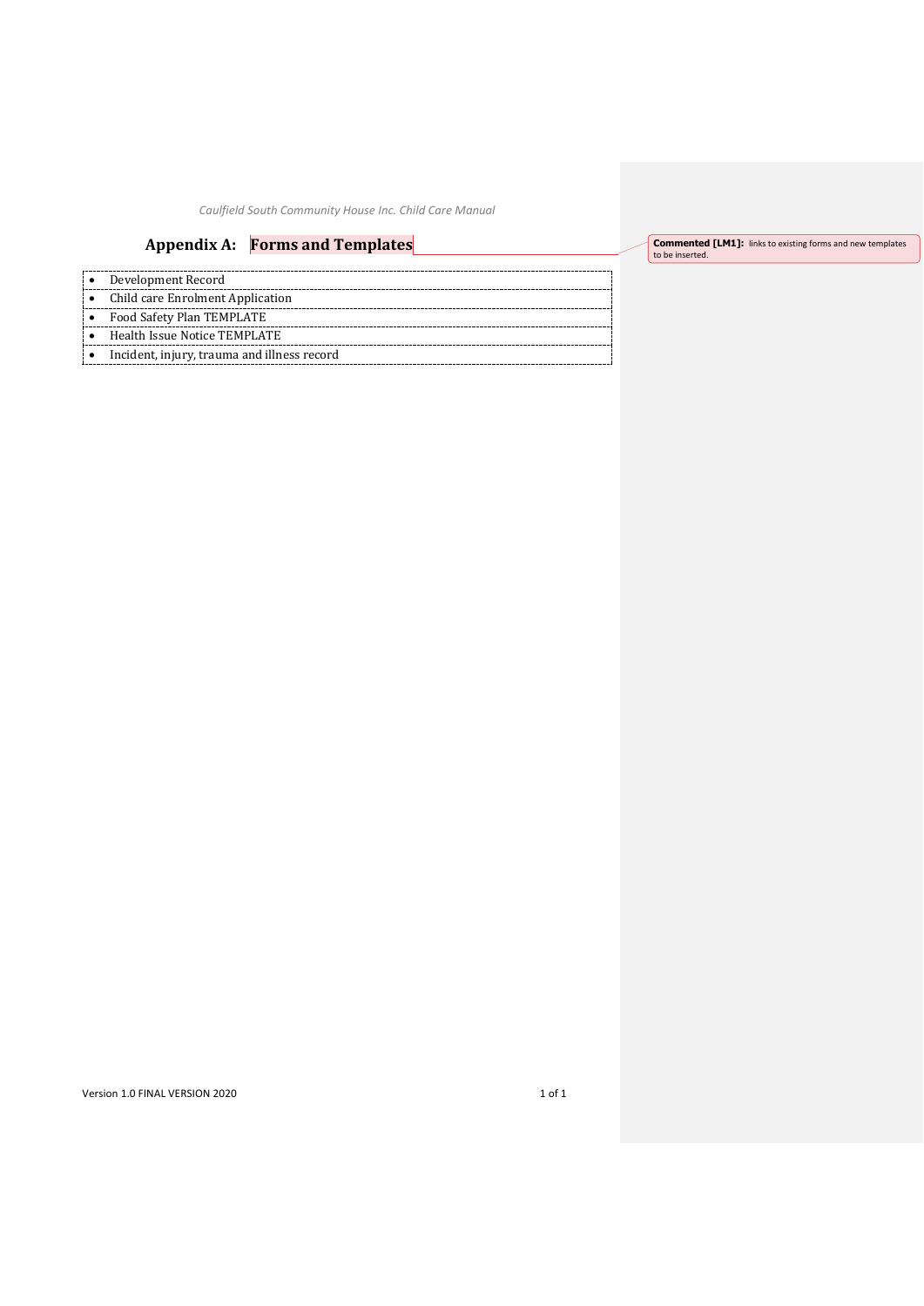## Appendix A: Forms and Templates

- Development Record
- Child care Enrolment Application
- Food Safety Plan TEMPLATE
- Health Issue Notice TEMPLATE
- Incident, injury, trauma and illness record